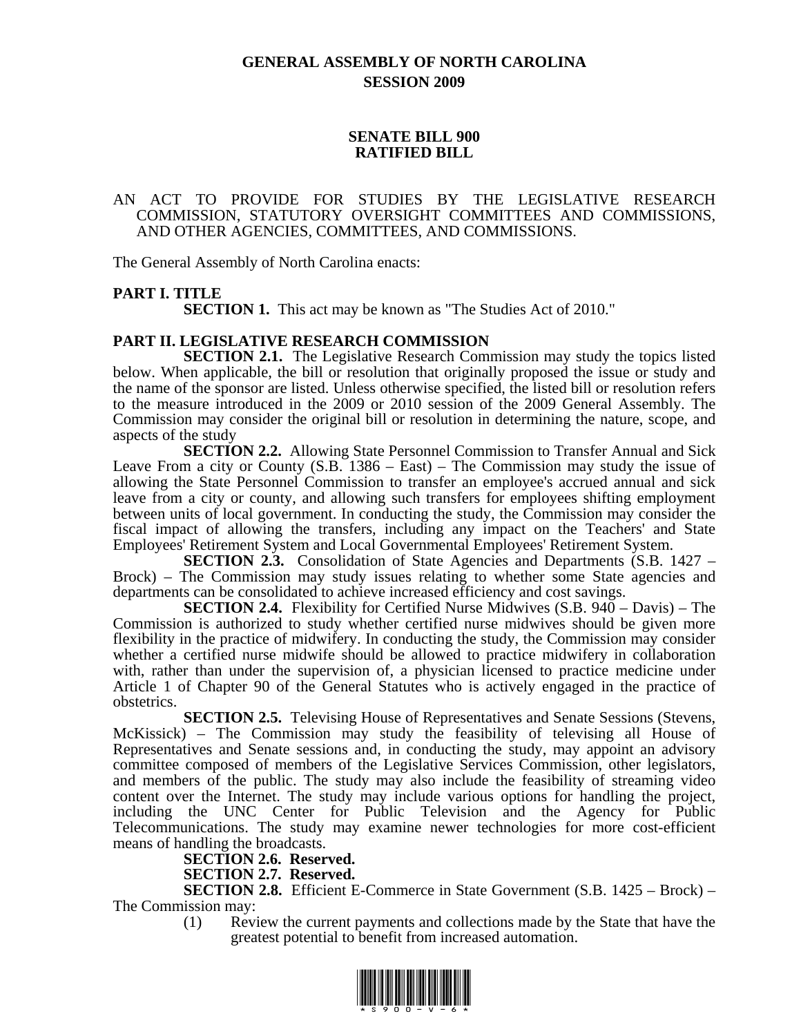# GENERAL ASSEMBLY OF NORTH CAROLINA
## SESSION 2009

## SENATE BILL 900
## RATIFIED BILL

AN ACT TO PROVIDE FOR STUDIES BY THE LEGISLATIVE RESEARCH COMMISSION, STATUTORY OVERSIGHT COMMITTEES AND COMMISSIONS, AND OTHER AGENCIES, COMMITTEES, AND COMMISSIONS.

The General Assembly of North Carolina enacts:

**PART I. TITLE**

**SECTION 1.** This act may be known as "The Studies Act of 2010."

**PART II. LEGISLATIVE RESEARCH COMMISSION**

**SECTION 2.1.** The Legislative Research Commission may study the topics listed below. When applicable, the bill or resolution that originally proposed the issue or study and the name of the sponsor are listed. Unless otherwise specified, the listed bill or resolution refers to the measure introduced in the 2009 or 2010 session of the 2009 General Assembly. The Commission may consider the original bill or resolution in determining the nature, scope, and aspects of the study

**SECTION 2.2.** Allowing State Personnel Commission to Transfer Annual and Sick Leave From a city or County (S.B. 1386 – East) – The Commission may study the issue of allowing the State Personnel Commission to transfer an employee's accrued annual and sick leave from a city or county, and allowing such transfers for employees shifting employment between units of local government. In conducting the study, the Commission may consider the fiscal impact of allowing the transfers, including any impact on the Teachers' and State Employees' Retirement System and Local Governmental Employees' Retirement System.

**SECTION 2.3.** Consolidation of State Agencies and Departments (S.B. 1427 – Brock) – The Commission may study issues relating to whether some State agencies and departments can be consolidated to achieve increased efficiency and cost savings.

**SECTION 2.4.** Flexibility for Certified Nurse Midwives (S.B. 940 – Davis) – The Commission is authorized to study whether certified nurse midwives should be given more flexibility in the practice of midwifery. In conducting the study, the Commission may consider whether a certified nurse midwife should be allowed to practice midwifery in collaboration with, rather than under the supervision of, a physician licensed to practice medicine under Article 1 of Chapter 90 of the General Statutes who is actively engaged in the practice of obstetrics.

**SECTION 2.5.** Televising House of Representatives and Senate Sessions (Stevens, McKissick) – The Commission may study the feasibility of televising all House of Representatives and Senate sessions and, in conducting the study, may appoint an advisory committee composed of members of the Legislative Services Commission, other legislators, and members of the public. The study may also include the feasibility of streaming video content over the Internet. The study may include various options for handling the project, including the UNC Center for Public Television and the Agency for Public Telecommunications. The study may examine newer technologies for more cost-efficient means of handling the broadcasts.

**SECTION 2.6. Reserved.**

**SECTION 2.7. Reserved.**

**SECTION 2.8.** Efficient E-Commerce in State Government (S.B. 1425 – Brock) – The Commission may:

(1) Review the current payments and collections made by the State that have the greatest potential to benefit from increased automation.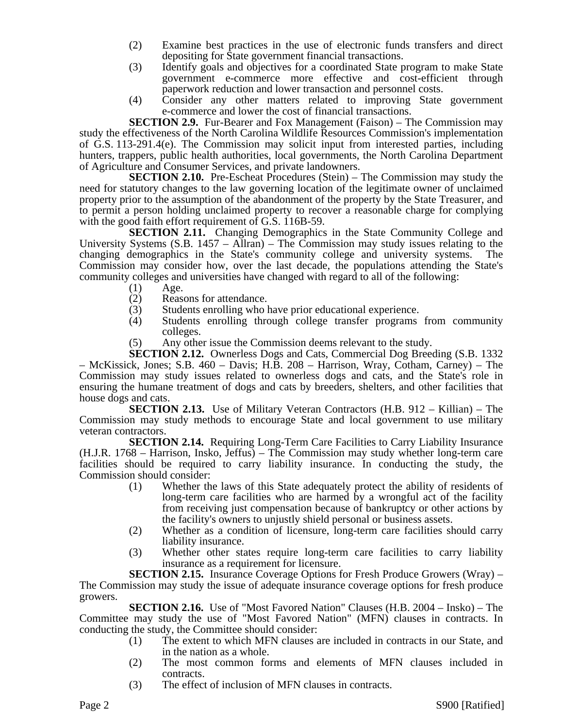(2) Examine best practices in the use of electronic funds transfers and direct depositing for State government financial transactions.

(3) Identify goals and objectives for a coordinated State program to make State government e-commerce more effective and cost-efficient through paperwork reduction and lower transaction and personnel costs.

(4) Consider any other matters related to improving State government e-commerce and lower the cost of financial transactions.

**SECTION 2.9.** Fur-Bearer and Fox Management (Faison) – The Commission may study the effectiveness of the North Carolina Wildlife Resources Commission's implementation of G.S. 113-291.4(e). The Commission may solicit input from interested parties, including hunters, trappers, public health authorities, local governments, the North Carolina Department of Agriculture and Consumer Services, and private landowners.

**SECTION 2.10.** Pre-Escheat Procedures (Stein) – The Commission may study the need for statutory changes to the law governing location of the legitimate owner of unclaimed property prior to the assumption of the abandonment of the property by the State Treasurer, and to permit a person holding unclaimed property to recover a reasonable charge for complying with the good faith effort requirement of G.S. 116B-59.

**SECTION 2.11.** Changing Demographics in the State Community College and University Systems (S.B. 1457 – Allran) – The Commission may study issues relating to the changing demographics in the State's community college and university systems. The Commission may consider how, over the last decade, the populations attending the State's community colleges and universities have changed with regard to all of the following:

(1) Age.

(2) Reasons for attendance.

(3) Students enrolling who have prior educational experience.

(4) Students enrolling through college transfer programs from community colleges.

(5) Any other issue the Commission deems relevant to the study.

**SECTION 2.12.** Ownerless Dogs and Cats, Commercial Dog Breeding (S.B. 1332 – McKissick, Jones; S.B. 460 – Davis; H.B. 208 – Harrison, Wray, Cotham, Carney) – The Commission may study issues related to ownerless dogs and cats, and the State's role in ensuring the humane treatment of dogs and cats by breeders, shelters, and other facilities that house dogs and cats.

**SECTION 2.13.** Use of Military Veteran Contractors (H.B. 912 – Killian) – The Commission may study methods to encourage State and local government to use military veteran contractors.

**SECTION 2.14.** Requiring Long-Term Care Facilities to Carry Liability Insurance (H.J.R. 1768 – Harrison, Insko, Jeffus) – The Commission may study whether long-term care facilities should be required to carry liability insurance. In conducting the study, the Commission should consider:

(1) Whether the laws of this State adequately protect the ability of residents of long-term care facilities who are harmed by a wrongful act of the facility from receiving just compensation because of bankruptcy or other actions by the facility's owners to unjustly shield personal or business assets.

(2) Whether as a condition of licensure, long-term care facilities should carry liability insurance.

(3) Whether other states require long-term care facilities to carry liability insurance as a requirement for licensure.

**SECTION 2.15.** Insurance Coverage Options for Fresh Produce Growers (Wray) – The Commission may study the issue of adequate insurance coverage options for fresh produce growers.

**SECTION 2.16.** Use of "Most Favored Nation" Clauses (H.B. 2004 – Insko) – The Committee may study the use of "Most Favored Nation" (MFN) clauses in contracts. In conducting the study, the Committee should consider:

(1) The extent to which MFN clauses are included in contracts in our State, and in the nation as a whole.

(2) The most common forms and elements of MFN clauses included in contracts.

(3) The effect of inclusion of MFN clauses in contracts.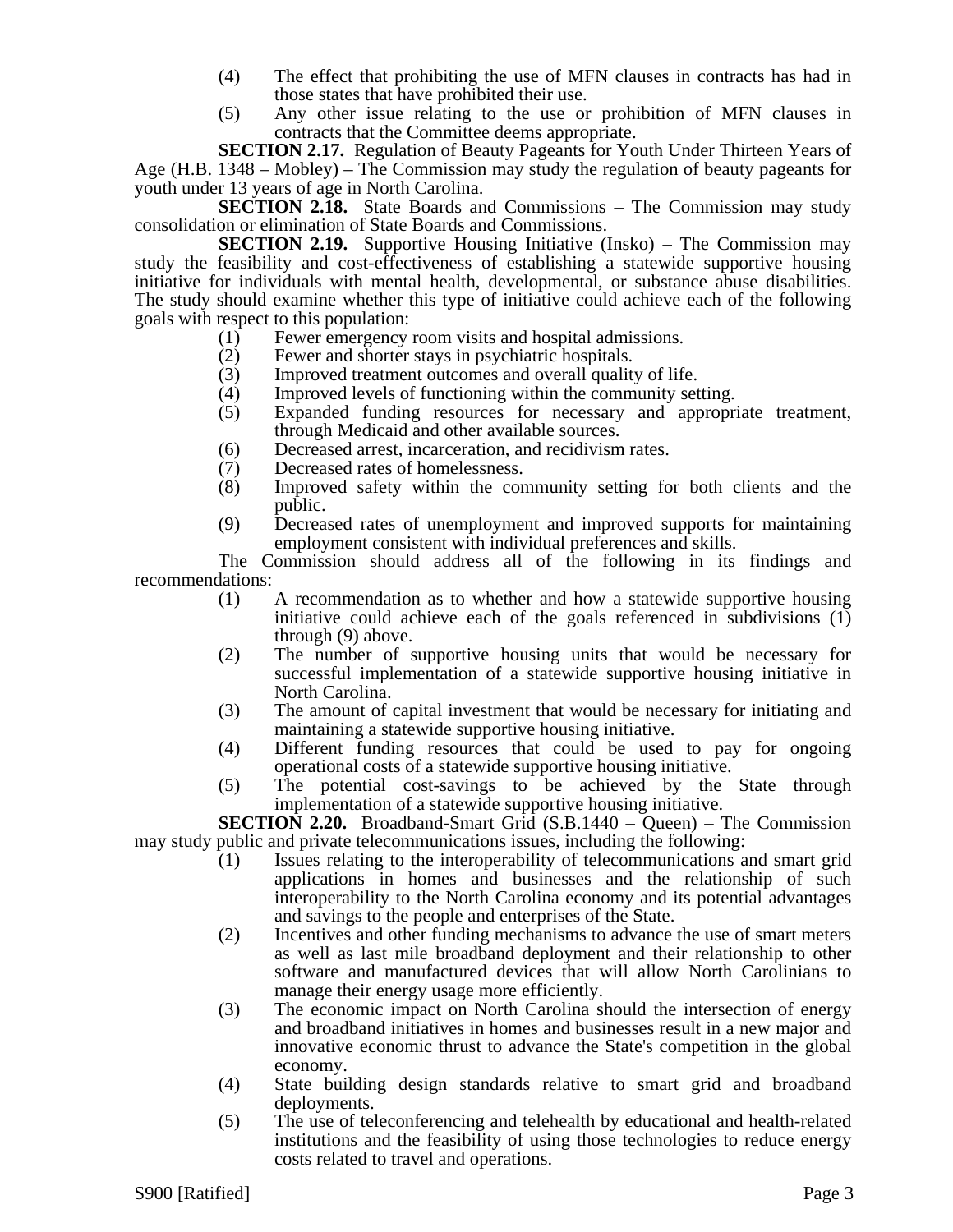(4) The effect that prohibiting the use of MFN clauses in contracts has had in those states that have prohibited their use.

(5) Any other issue relating to the use or prohibition of MFN clauses in contracts that the Committee deems appropriate.

**SECTION 2.17.** Regulation of Beauty Pageants for Youth Under Thirteen Years of Age (H.B. 1348 – Mobley) – The Commission may study the regulation of beauty pageants for youth under 13 years of age in North Carolina.

**SECTION 2.18.** State Boards and Commissions – The Commission may study consolidation or elimination of State Boards and Commissions.

**SECTION 2.19.** Supportive Housing Initiative (Insko) – The Commission may study the feasibility and cost-effectiveness of establishing a statewide supportive housing initiative for individuals with mental health, developmental, or substance abuse disabilities. The study should examine whether this type of initiative could achieve each of the following goals with respect to this population:

(1) Fewer emergency room visits and hospital admissions.
(2) Fewer and shorter stays in psychiatric hospitals.
(3) Improved treatment outcomes and overall quality of life.
(4) Improved levels of functioning within the community setting.
(5) Expanded funding resources for necessary and appropriate treatment, through Medicaid and other available sources.
(6) Decreased arrest, incarceration, and recidivism rates.
(7) Decreased rates of homelessness.
(8) Improved safety within the community setting for both clients and the public.
(9) Decreased rates of unemployment and improved supports for maintaining employment consistent with individual preferences and skills.

The Commission should address all of the following in its findings and recommendations:

(1) A recommendation as to whether and how a statewide supportive housing initiative could achieve each of the goals referenced in subdivisions (1) through (9) above.
(2) The number of supportive housing units that would be necessary for successful implementation of a statewide supportive housing initiative in North Carolina.
(3) The amount of capital investment that would be necessary for initiating and maintaining a statewide supportive housing initiative.
(4) Different funding resources that could be used to pay for ongoing operational costs of a statewide supportive housing initiative.
(5) The potential cost-savings to be achieved by the State through implementation of a statewide supportive housing initiative.

**SECTION 2.20.** Broadband-Smart Grid (S.B.1440 – Queen) – The Commission may study public and private telecommunications issues, including the following:

(1) Issues relating to the interoperability of telecommunications and smart grid applications in homes and businesses and the relationship of such interoperability to the North Carolina economy and its potential advantages and savings to the people and enterprises of the State.
(2) Incentives and other funding mechanisms to advance the use of smart meters as well as last mile broadband deployment and their relationship to other software and manufactured devices that will allow North Carolinians to manage their energy usage more efficiently.
(3) The economic impact on North Carolina should the intersection of energy and broadband initiatives in homes and businesses result in a new major and innovative economic thrust to advance the State's competition in the global economy.
(4) State building design standards relative to smart grid and broadband deployments.
(5) The use of teleconferencing and telehealth by educational and health-related institutions and the feasibility of using those technologies to reduce energy costs related to travel and operations.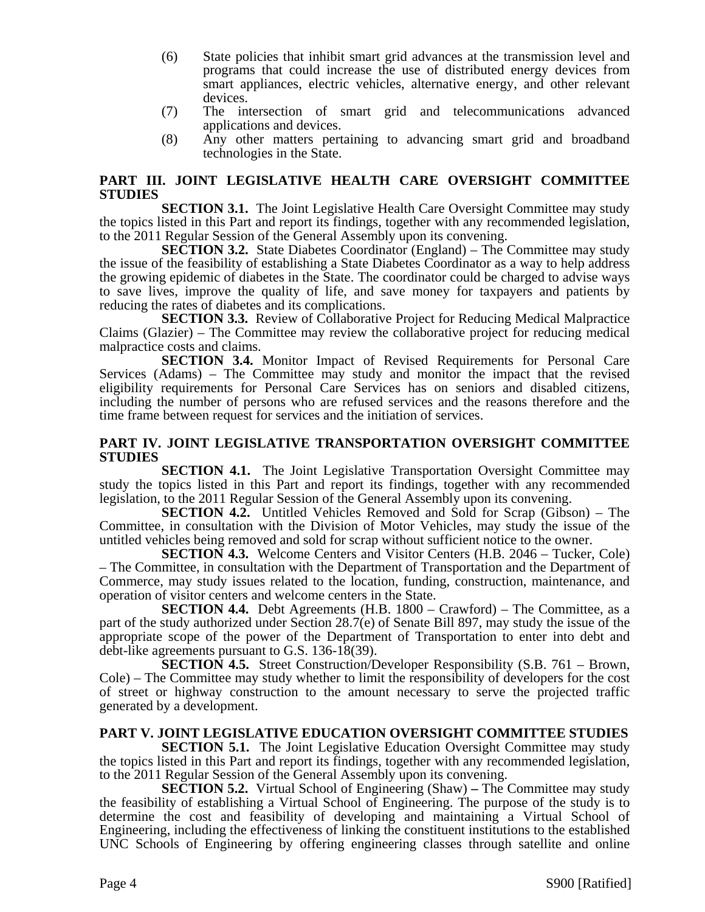(6) State policies that inhibit smart grid advances at the transmission level and programs that could increase the use of distributed energy devices from smart appliances, electric vehicles, alternative energy, and other relevant devices.

(7) The intersection of smart grid and telecommunications advanced applications and devices.

(8) Any other matters pertaining to advancing smart grid and broadband technologies in the State.

## PART III. JOINT LEGISLATIVE HEALTH CARE OVERSIGHT COMMITTEE STUDIES

**SECTION 3.1.** The Joint Legislative Health Care Oversight Committee may study the topics listed in this Part and report its findings, together with any recommended legislation, to the 2011 Regular Session of the General Assembly upon its convening.

**SECTION 3.2.** State Diabetes Coordinator (England) – The Committee may study the issue of the feasibility of establishing a State Diabetes Coordinator as a way to help address the growing epidemic of diabetes in the State. The coordinator could be charged to advise ways to save lives, improve the quality of life, and save money for taxpayers and patients by reducing the rates of diabetes and its complications.

**SECTION 3.3.** Review of Collaborative Project for Reducing Medical Malpractice Claims (Glazier) – The Committee may review the collaborative project for reducing medical malpractice costs and claims.

**SECTION 3.4.** Monitor Impact of Revised Requirements for Personal Care Services (Adams) – The Committee may study and monitor the impact that the revised eligibility requirements for Personal Care Services has on seniors and disabled citizens, including the number of persons who are refused services and the reasons therefore and the time frame between request for services and the initiation of services.

## PART IV. JOINT LEGISLATIVE TRANSPORTATION OVERSIGHT COMMITTEE STUDIES

**SECTION 4.1.** The Joint Legislative Transportation Oversight Committee may study the topics listed in this Part and report its findings, together with any recommended legislation, to the 2011 Regular Session of the General Assembly upon its convening.

**SECTION 4.2.** Untitled Vehicles Removed and Sold for Scrap (Gibson) – The Committee, in consultation with the Division of Motor Vehicles, may study the issue of the untitled vehicles being removed and sold for scrap without sufficient notice to the owner.

**SECTION 4.3.** Welcome Centers and Visitor Centers (H.B. 2046 – Tucker, Cole) – The Committee, in consultation with the Department of Transportation and the Department of Commerce, may study issues related to the location, funding, construction, maintenance, and operation of visitor centers and welcome centers in the State.

**SECTION 4.4.** Debt Agreements (H.B. 1800 – Crawford) – The Committee, as a part of the study authorized under Section 28.7(e) of Senate Bill 897, may study the issue of the appropriate scope of the power of the Department of Transportation to enter into debt and debt-like agreements pursuant to G.S. 136-18(39).

**SECTION 4.5.** Street Construction/Developer Responsibility (S.B. 761 – Brown, Cole) – The Committee may study whether to limit the responsibility of developers for the cost of street or highway construction to the amount necessary to serve the projected traffic generated by a development.

## PART V. JOINT LEGISLATIVE EDUCATION OVERSIGHT COMMITTEE STUDIES

**SECTION 5.1.** The Joint Legislative Education Oversight Committee may study the topics listed in this Part and report its findings, together with any recommended legislation, to the 2011 Regular Session of the General Assembly upon its convening.

**SECTION 5.2.** Virtual School of Engineering (Shaw) **–** The Committee may study the feasibility of establishing a Virtual School of Engineering. The purpose of the study is to determine the cost and feasibility of developing and maintaining a Virtual School of Engineering, including the effectiveness of linking the constituent institutions to the established UNC Schools of Engineering by offering engineering classes through satellite and online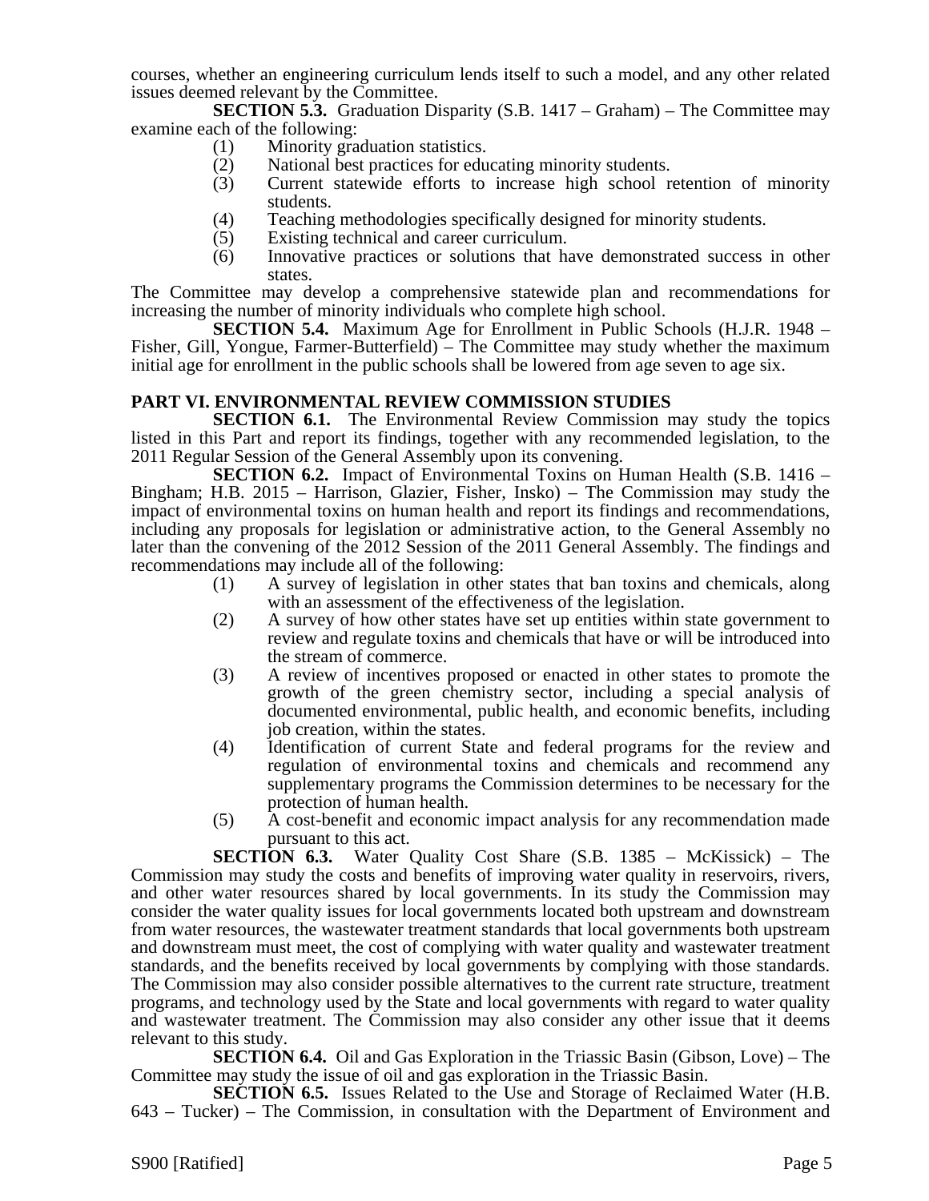courses, whether an engineering curriculum lends itself to such a model, and any other related issues deemed relevant by the Committee.

**SECTION 5.3.** Graduation Disparity (S.B. 1417 – Graham) – The Committee may examine each of the following:

(1) Minority graduation statistics.
(2) National best practices for educating minority students.
(3) Current statewide efforts to increase high school retention of minority students.
(4) Teaching methodologies specifically designed for minority students.
(5) Existing technical and career curriculum.
(6) Innovative practices or solutions that have demonstrated success in other states.

The Committee may develop a comprehensive statewide plan and recommendations for increasing the number of minority individuals who complete high school.

**SECTION 5.4.** Maximum Age for Enrollment in Public Schools (H.J.R. 1948 – Fisher, Gill, Yongue, Farmer-Butterfield) – The Committee may study whether the maximum initial age for enrollment in the public schools shall be lowered from age seven to age six.

## PART VI. ENVIRONMENTAL REVIEW COMMISSION STUDIES

**SECTION 6.1.** The Environmental Review Commission may study the topics listed in this Part and report its findings, together with any recommended legislation, to the 2011 Regular Session of the General Assembly upon its convening.

**SECTION 6.2.** Impact of Environmental Toxins on Human Health (S.B. 1416 – Bingham; H.B. 2015 – Harrison, Glazier, Fisher, Insko) – The Commission may study the impact of environmental toxins on human health and report its findings and recommendations, including any proposals for legislation or administrative action, to the General Assembly no later than the convening of the 2012 Session of the 2011 General Assembly. The findings and recommendations may include all of the following:

(1) A survey of legislation in other states that ban toxins and chemicals, along with an assessment of the effectiveness of the legislation.
(2) A survey of how other states have set up entities within state government to review and regulate toxins and chemicals that have or will be introduced into the stream of commerce.
(3) A review of incentives proposed or enacted in other states to promote the growth of the green chemistry sector, including a special analysis of documented environmental, public health, and economic benefits, including job creation, within the states.
(4) Identification of current State and federal programs for the review and regulation of environmental toxins and chemicals and recommend any supplementary programs the Commission determines to be necessary for the protection of human health.
(5) A cost-benefit and economic impact analysis for any recommendation made pursuant to this act.

**SECTION 6.3.** Water Quality Cost Share (S.B. 1385 – McKissick) – The Commission may study the costs and benefits of improving water quality in reservoirs, rivers, and other water resources shared by local governments. In its study the Commission may consider the water quality issues for local governments located both upstream and downstream from water resources, the wastewater treatment standards that local governments both upstream and downstream must meet, the cost of complying with water quality and wastewater treatment standards, and the benefits received by local governments by complying with those standards. The Commission may also consider possible alternatives to the current rate structure, treatment programs, and technology used by the State and local governments with regard to water quality and wastewater treatment. The Commission may also consider any other issue that it deems relevant to this study.

**SECTION 6.4.** Oil and Gas Exploration in the Triassic Basin (Gibson, Love) – The Committee may study the issue of oil and gas exploration in the Triassic Basin.

**SECTION 6.5.** Issues Related to the Use and Storage of Reclaimed Water (H.B. 643 – Tucker) – The Commission, in consultation with the Department of Environment and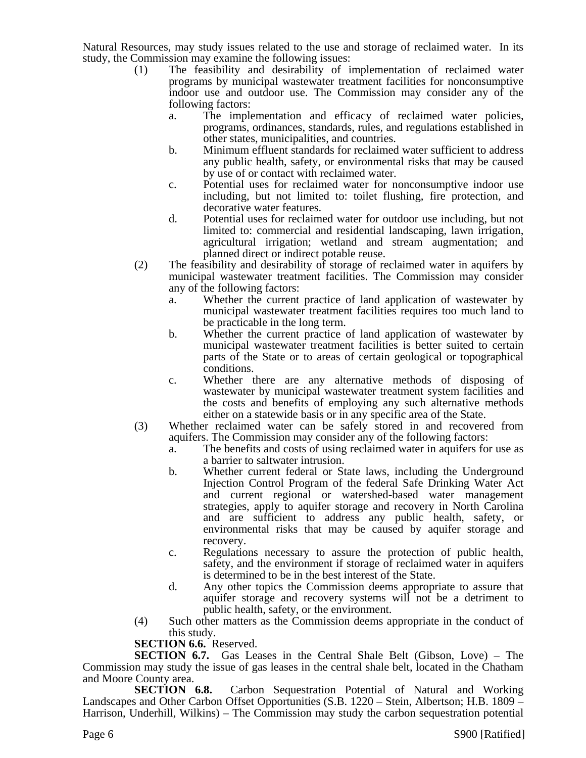Natural Resources, may study issues related to the use and storage of reclaimed water. In its study, the Commission may examine the following issues:

(1) The feasibility and desirability of implementation of reclaimed water programs by municipal wastewater treatment facilities for nonconsumptive indoor use and outdoor use. The Commission may consider any of the following factors:

  a. The implementation and efficacy of reclaimed water policies, programs, ordinances, standards, rules, and regulations established in other states, municipalities, and countries.

  b. Minimum effluent standards for reclaimed water sufficient to address any public health, safety, or environmental risks that may be caused by use of or contact with reclaimed water.

  c. Potential uses for reclaimed water for nonconsumptive indoor use including, but not limited to: toilet flushing, fire protection, and decorative water features.

  d. Potential uses for reclaimed water for outdoor use including, but not limited to: commercial and residential landscaping, lawn irrigation, agricultural irrigation; wetland and stream augmentation; and planned direct or indirect potable reuse.

(2) The feasibility and desirability of storage of reclaimed water in aquifers by municipal wastewater treatment facilities. The Commission may consider any of the following factors:

  a. Whether the current practice of land application of wastewater by municipal wastewater treatment facilities requires too much land to be practicable in the long term.

  b. Whether the current practice of land application of wastewater by municipal wastewater treatment facilities is better suited to certain parts of the State or to areas of certain geological or topographical conditions.

  c. Whether there are any alternative methods of disposing of wastewater by municipal wastewater treatment system facilities and the costs and benefits of employing any such alternative methods either on a statewide basis or in any specific area of the State.

(3) Whether reclaimed water can be safely stored in and recovered from aquifers. The Commission may consider any of the following factors:

  a. The benefits and costs of using reclaimed water in aquifers for use as a barrier to saltwater intrusion.

  b. Whether current federal or State laws, including the Underground Injection Control Program of the federal Safe Drinking Water Act and current regional or watershed-based water management strategies, apply to aquifer storage and recovery in North Carolina and are sufficient to address any public health, safety, or environmental risks that may be caused by aquifer storage and recovery.

  c. Regulations necessary to assure the protection of public health, safety, and the environment if storage of reclaimed water in aquifers is determined to be in the best interest of the State.

  d. Any other topics the Commission deems appropriate to assure that aquifer storage and recovery systems will not be a detriment to public health, safety, or the environment.

(4) Such other matters as the Commission deems appropriate in the conduct of this study.

**SECTION 6.6.** Reserved.

**SECTION 6.7.** Gas Leases in the Central Shale Belt (Gibson, Love) – The Commission may study the issue of gas leases in the central shale belt, located in the Chatham and Moore County area.

**SECTION 6.8.** Carbon Sequestration Potential of Natural and Working Landscapes and Other Carbon Offset Opportunities (S.B. 1220 – Stein, Albertson; H.B. 1809 – Harrison, Underhill, Wilkins) – The Commission may study the carbon sequestration potential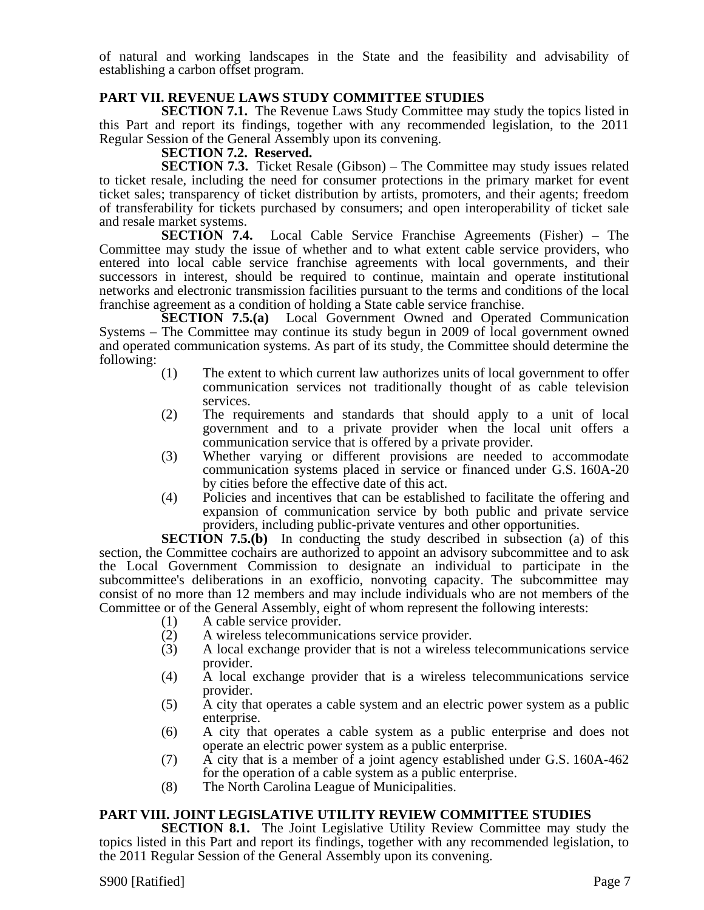of natural and working landscapes in the State and the feasibility and advisability of establishing a carbon offset program.

## PART VII. REVENUE LAWS STUDY COMMITTEE STUDIES

**SECTION 7.1.** The Revenue Laws Study Committee may study the topics listed in this Part and report its findings, together with any recommended legislation, to the 2011 Regular Session of the General Assembly upon its convening.

**SECTION 7.2. Reserved.**

**SECTION 7.3.** Ticket Resale (Gibson) – The Committee may study issues related to ticket resale, including the need for consumer protections in the primary market for event ticket sales; transparency of ticket distribution by artists, promoters, and their agents; freedom of transferability for tickets purchased by consumers; and open interoperability of ticket sale and resale market systems.

**SECTION 7.4.** Local Cable Service Franchise Agreements (Fisher) – The Committee may study the issue of whether and to what extent cable service providers, who entered into local cable service franchise agreements with local governments, and their successors in interest, should be required to continue, maintain and operate institutional networks and electronic transmission facilities pursuant to the terms and conditions of the local franchise agreement as a condition of holding a State cable service franchise.

**SECTION 7.5.(a)** Local Government Owned and Operated Communication Systems – The Committee may continue its study begun in 2009 of local government owned and operated communication systems. As part of its study, the Committee should determine the following:

(1) The extent to which current law authorizes units of local government to offer communication services not traditionally thought of as cable television services.

(2) The requirements and standards that should apply to a unit of local government and to a private provider when the local unit offers a communication service that is offered by a private provider.

(3) Whether varying or different provisions are needed to accommodate communication systems placed in service or financed under G.S. 160A-20 by cities before the effective date of this act.

(4) Policies and incentives that can be established to facilitate the offering and expansion of communication service by both public and private service providers, including public-private ventures and other opportunities.

**SECTION 7.5.(b)** In conducting the study described in subsection (a) of this section, the Committee cochairs are authorized to appoint an advisory subcommittee and to ask the Local Government Commission to designate an individual to participate in the subcommittee's deliberations in an exofficio, nonvoting capacity. The subcommittee may consist of no more than 12 members and may include individuals who are not members of the Committee or of the General Assembly, eight of whom represent the following interests:

(1) A cable service provider.

(2) A wireless telecommunications service provider.

(3) A local exchange provider that is not a wireless telecommunications service provider.

(4) A local exchange provider that is a wireless telecommunications service provider.

(5) A city that operates a cable system and an electric power system as a public enterprise.

(6) A city that operates a cable system as a public enterprise and does not operate an electric power system as a public enterprise.

(7) A city that is a member of a joint agency established under G.S. 160A-462 for the operation of a cable system as a public enterprise.

(8) The North Carolina League of Municipalities.

## PART VIII. JOINT LEGISLATIVE UTILITY REVIEW COMMITTEE STUDIES

**SECTION 8.1.** The Joint Legislative Utility Review Committee may study the topics listed in this Part and report its findings, together with any recommended legislation, to the 2011 Regular Session of the General Assembly upon its convening.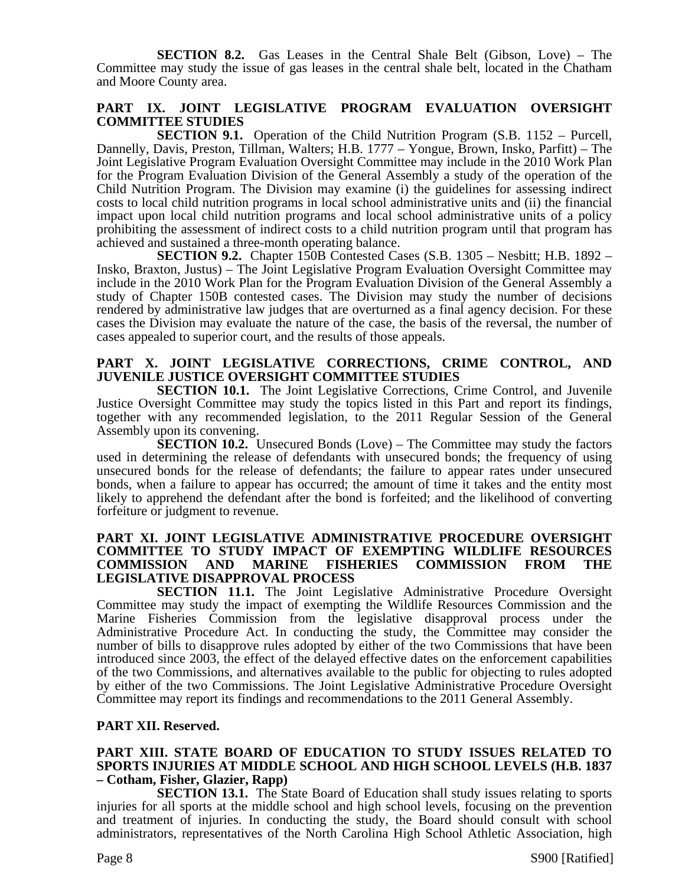**SECTION 8.2.** Gas Leases in the Central Shale Belt (Gibson, Love) – The Committee may study the issue of gas leases in the central shale belt, located in the Chatham and Moore County area.

## PART IX. JOINT LEGISLATIVE PROGRAM EVALUATION OVERSIGHT COMMITTEE STUDIES

**SECTION 9.1.** Operation of the Child Nutrition Program (S.B. 1152 – Purcell, Dannelly, Davis, Preston, Tillman, Walters; H.B. 1777 – Yongue, Brown, Insko, Parfitt) – The Joint Legislative Program Evaluation Oversight Committee may include in the 2010 Work Plan for the Program Evaluation Division of the General Assembly a study of the operation of the Child Nutrition Program. The Division may examine (i) the guidelines for assessing indirect costs to local child nutrition programs in local school administrative units and (ii) the financial impact upon local child nutrition programs and local school administrative units of a policy prohibiting the assessment of indirect costs to a child nutrition program until that program has achieved and sustained a three-month operating balance.

**SECTION 9.2.** Chapter 150B Contested Cases (S.B. 1305 – Nesbitt; H.B. 1892 – Insko, Braxton, Justus) – The Joint Legislative Program Evaluation Oversight Committee may include in the 2010 Work Plan for the Program Evaluation Division of the General Assembly a study of Chapter 150B contested cases. The Division may study the number of decisions rendered by administrative law judges that are overturned as a final agency decision. For these cases the Division may evaluate the nature of the case, the basis of the reversal, the number of cases appealed to superior court, and the results of those appeals.

## PART X. JOINT LEGISLATIVE CORRECTIONS, CRIME CONTROL, AND JUVENILE JUSTICE OVERSIGHT COMMITTEE STUDIES

**SECTION 10.1.** The Joint Legislative Corrections, Crime Control, and Juvenile Justice Oversight Committee may study the topics listed in this Part and report its findings, together with any recommended legislation, to the 2011 Regular Session of the General Assembly upon its convening.

**SECTION 10.2.** Unsecured Bonds (Love) – The Committee may study the factors used in determining the release of defendants with unsecured bonds; the frequency of using unsecured bonds for the release of defendants; the failure to appear rates under unsecured bonds, when a failure to appear has occurred; the amount of time it takes and the entity most likely to apprehend the defendant after the bond is forfeited; and the likelihood of converting forfeiture or judgment to revenue.

## PART XI. JOINT LEGISLATIVE ADMINISTRATIVE PROCEDURE OVERSIGHT COMMITTEE TO STUDY IMPACT OF EXEMPTING WILDLIFE RESOURCES COMMISSION AND MARINE FISHERIES COMMISSION FROM THE LEGISLATIVE DISAPPROVAL PROCESS

**SECTION 11.1.** The Joint Legislative Administrative Procedure Oversight Committee may study the impact of exempting the Wildlife Resources Commission and the Marine Fisheries Commission from the legislative disapproval process under the Administrative Procedure Act. In conducting the study, the Committee may consider the number of bills to disapprove rules adopted by either of the two Commissions that have been introduced since 2003, the effect of the delayed effective dates on the enforcement capabilities of the two Commissions, and alternatives available to the public for objecting to rules adopted by either of the two Commissions. The Joint Legislative Administrative Procedure Oversight Committee may report its findings and recommendations to the 2011 General Assembly.

## PART XII. Reserved.

## PART XIII. STATE BOARD OF EDUCATION TO STUDY ISSUES RELATED TO SPORTS INJURIES AT MIDDLE SCHOOL AND HIGH SCHOOL LEVELS (H.B. 1837 – Cotham, Fisher, Glazier, Rapp)

**SECTION 13.1.** The State Board of Education shall study issues relating to sports injuries for all sports at the middle school and high school levels, focusing on the prevention and treatment of injuries. In conducting the study, the Board should consult with school administrators, representatives of the North Carolina High School Athletic Association, high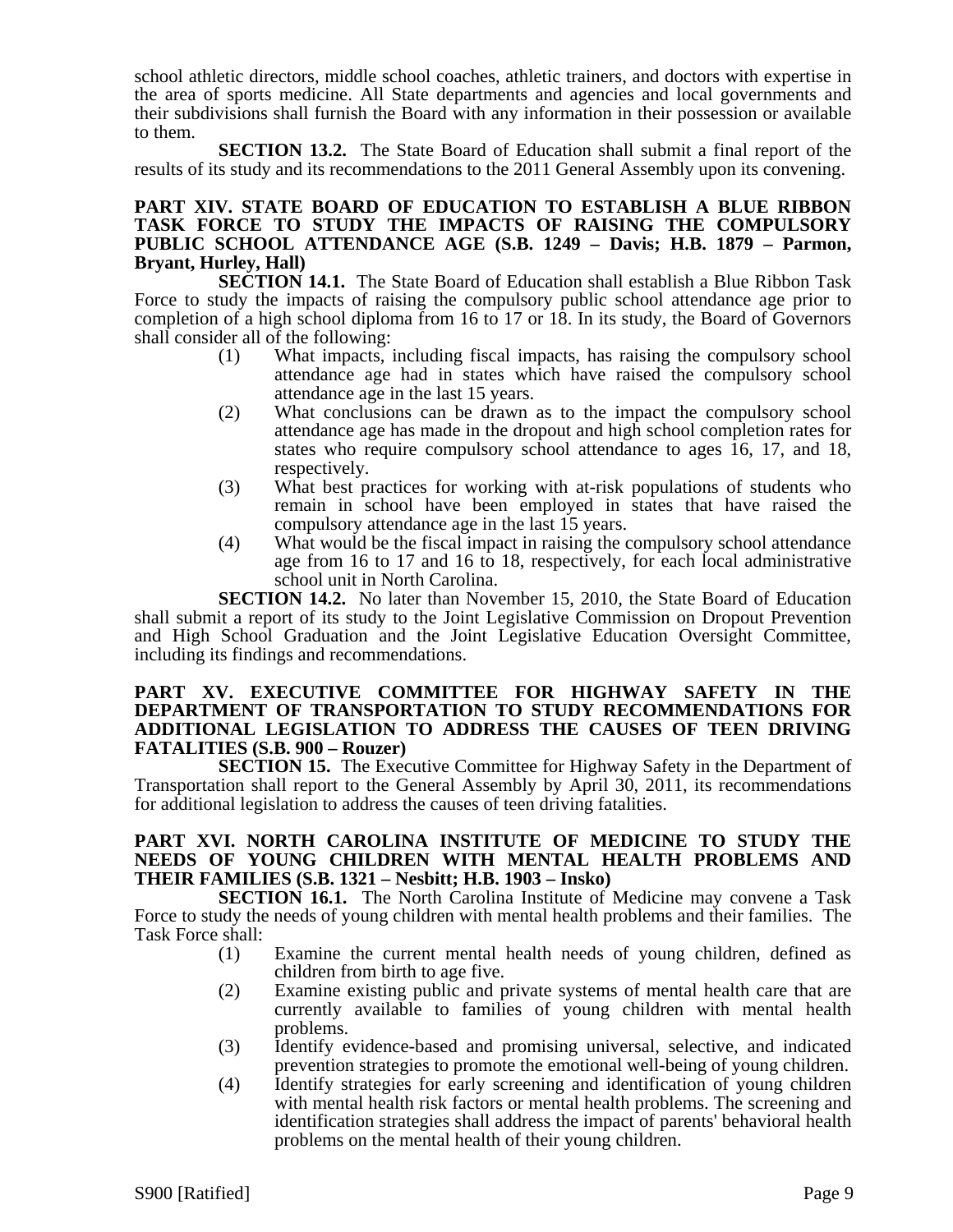school athletic directors, middle school coaches, athletic trainers, and doctors with expertise in the area of sports medicine. All State departments and agencies and local governments and their subdivisions shall furnish the Board with any information in their possession or available to them.

**SECTION 13.2.** The State Board of Education shall submit a final report of the results of its study and its recommendations to the 2011 General Assembly upon its convening.

**PART XIV. STATE BOARD OF EDUCATION TO ESTABLISH A BLUE RIBBON TASK FORCE TO STUDY THE IMPACTS OF RAISING THE COMPULSORY PUBLIC SCHOOL ATTENDANCE AGE (S.B. 1249 – Davis; H.B. 1879 – Parmon, Bryant, Hurley, Hall)**

**SECTION 14.1.** The State Board of Education shall establish a Blue Ribbon Task Force to study the impacts of raising the compulsory public school attendance age prior to completion of a high school diploma from 16 to 17 or 18. In its study, the Board of Governors shall consider all of the following:

(1) What impacts, including fiscal impacts, has raising the compulsory school attendance age had in states which have raised the compulsory school attendance age in the last 15 years.

(2) What conclusions can be drawn as to the impact the compulsory school attendance age has made in the dropout and high school completion rates for states who require compulsory school attendance to ages 16, 17, and 18, respectively.

(3) What best practices for working with at-risk populations of students who remain in school have been employed in states that have raised the compulsory attendance age in the last 15 years.

(4) What would be the fiscal impact in raising the compulsory school attendance age from 16 to 17 and 16 to 18, respectively, for each local administrative school unit in North Carolina.

**SECTION 14.2.** No later than November 15, 2010, the State Board of Education shall submit a report of its study to the Joint Legislative Commission on Dropout Prevention and High School Graduation and the Joint Legislative Education Oversight Committee, including its findings and recommendations.

**PART XV. EXECUTIVE COMMITTEE FOR HIGHWAY SAFETY IN THE DEPARTMENT OF TRANSPORTATION TO STUDY RECOMMENDATIONS FOR ADDITIONAL LEGISLATION TO ADDRESS THE CAUSES OF TEEN DRIVING FATALITIES (S.B. 900 – Rouzer)**

**SECTION 15.** The Executive Committee for Highway Safety in the Department of Transportation shall report to the General Assembly by April 30, 2011, its recommendations for additional legislation to address the causes of teen driving fatalities.

**PART XVI. NORTH CAROLINA INSTITUTE OF MEDICINE TO STUDY THE NEEDS OF YOUNG CHILDREN WITH MENTAL HEALTH PROBLEMS AND THEIR FAMILIES (S.B. 1321 – Nesbitt; H.B. 1903 – Insko)**

**SECTION 16.1.** The North Carolina Institute of Medicine may convene a Task Force to study the needs of young children with mental health problems and their families. The Task Force shall:

(1) Examine the current mental health needs of young children, defined as children from birth to age five.

(2) Examine existing public and private systems of mental health care that are currently available to families of young children with mental health problems.

(3) Identify evidence-based and promising universal, selective, and indicated prevention strategies to promote the emotional well-being of young children.

(4) Identify strategies for early screening and identification of young children with mental health risk factors or mental health problems. The screening and identification strategies shall address the impact of parents' behavioral health problems on the mental health of their young children.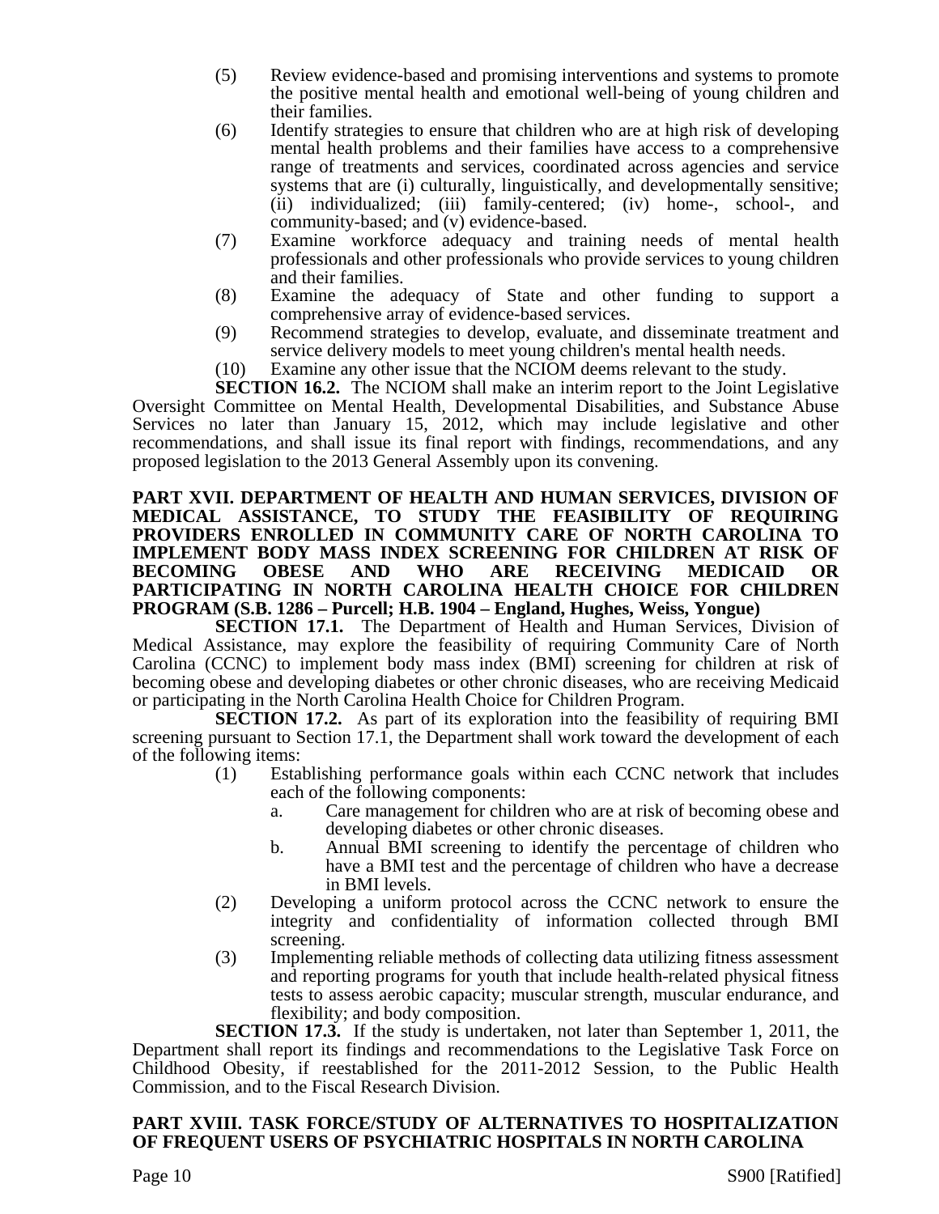(5) Review evidence-based and promising interventions and systems to promote the positive mental health and emotional well-being of young children and their families.

(6) Identify strategies to ensure that children who are at high risk of developing mental health problems and their families have access to a comprehensive range of treatments and services, coordinated across agencies and service systems that are (i) culturally, linguistically, and developmentally sensitive; (ii) individualized; (iii) family-centered; (iv) home-, school-, and community-based; and (v) evidence-based.

(7) Examine workforce adequacy and training needs of mental health professionals and other professionals who provide services to young children and their families.

(8) Examine the adequacy of State and other funding to support a comprehensive array of evidence-based services.

(9) Recommend strategies to develop, evaluate, and disseminate treatment and service delivery models to meet young children's mental health needs.

(10) Examine any other issue that the NCIOM deems relevant to the study.

**SECTION 16.2.** The NCIOM shall make an interim report to the Joint Legislative Oversight Committee on Mental Health, Developmental Disabilities, and Substance Abuse Services no later than January 15, 2012, which may include legislative and other recommendations, and shall issue its final report with findings, recommendations, and any proposed legislation to the 2013 General Assembly upon its convening.

**PART XVII. DEPARTMENT OF HEALTH AND HUMAN SERVICES, DIVISION OF MEDICAL ASSISTANCE, TO STUDY THE FEASIBILITY OF REQUIRING PROVIDERS ENROLLED IN COMMUNITY CARE OF NORTH CAROLINA TO IMPLEMENT BODY MASS INDEX SCREENING FOR CHILDREN AT RISK OF BECOMING OBESE AND WHO ARE RECEIVING MEDICAID OR PARTICIPATING IN NORTH CAROLINA HEALTH CHOICE FOR CHILDREN PROGRAM (S.B. 1286 – Purcell; H.B. 1904 – England, Hughes, Weiss, Yongue)**

**SECTION 17.1.** The Department of Health and Human Services, Division of Medical Assistance, may explore the feasibility of requiring Community Care of North Carolina (CCNC) to implement body mass index (BMI) screening for children at risk of becoming obese and developing diabetes or other chronic diseases, who are receiving Medicaid or participating in the North Carolina Health Choice for Children Program.

**SECTION 17.2.** As part of its exploration into the feasibility of requiring BMI screening pursuant to Section 17.1, the Department shall work toward the development of each of the following items:

(1) Establishing performance goals within each CCNC network that includes each of the following components:
   a. Care management for children who are at risk of becoming obese and developing diabetes or other chronic diseases.
   b. Annual BMI screening to identify the percentage of children who have a BMI test and the percentage of children who have a decrease in BMI levels.

(2) Developing a uniform protocol across the CCNC network to ensure the integrity and confidentiality of information collected through BMI screening.

(3) Implementing reliable methods of collecting data utilizing fitness assessment and reporting programs for youth that include health-related physical fitness tests to assess aerobic capacity; muscular strength, muscular endurance, and flexibility; and body composition.

**SECTION 17.3.** If the study is undertaken, not later than September 1, 2011, the Department shall report its findings and recommendations to the Legislative Task Force on Childhood Obesity, if reestablished for the 2011-2012 Session, to the Public Health Commission, and to the Fiscal Research Division.

**PART XVIII. TASK FORCE/STUDY OF ALTERNATIVES TO HOSPITALIZATION OF FREQUENT USERS OF PSYCHIATRIC HOSPITALS IN NORTH CAROLINA**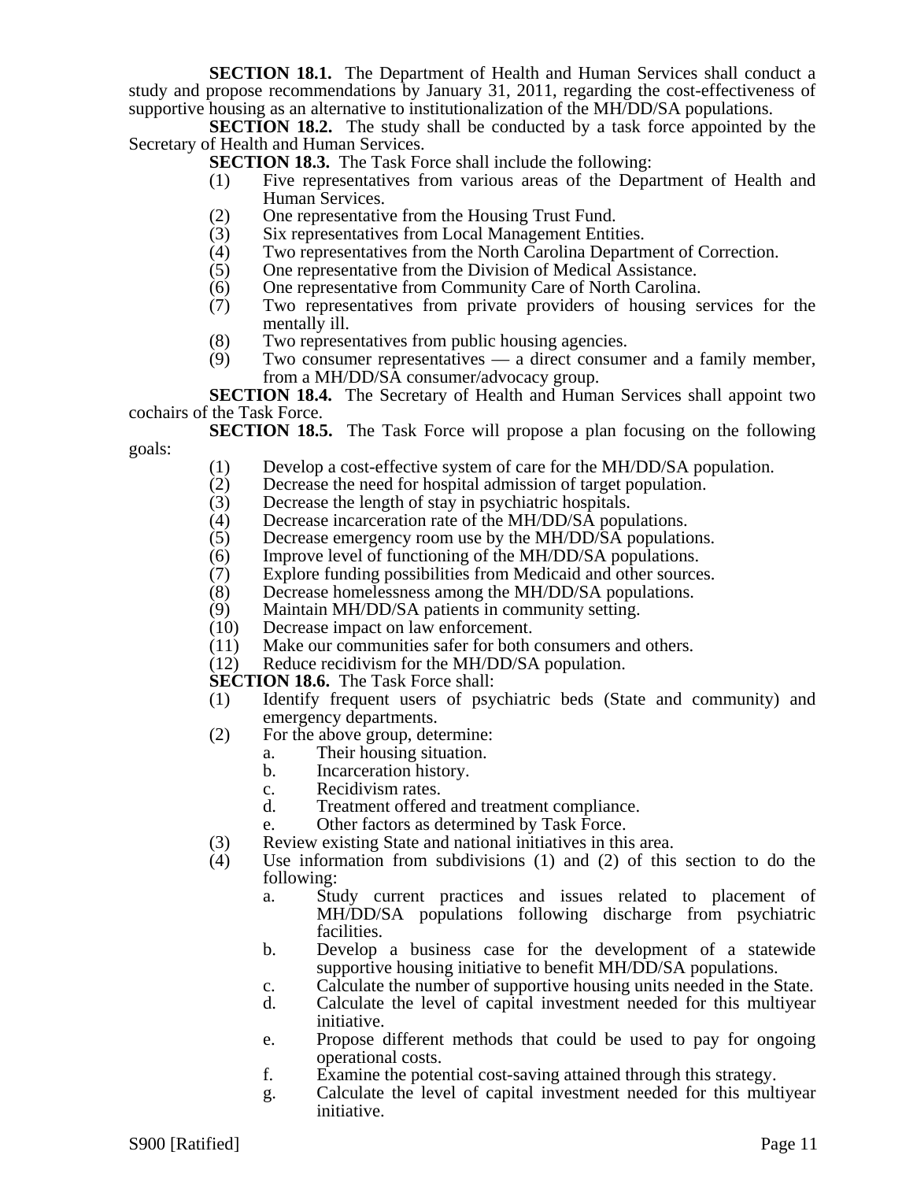**SECTION 18.1.** The Department of Health and Human Services shall conduct a study and propose recommendations by January 31, 2011, regarding the cost-effectiveness of supportive housing as an alternative to institutionalization of the MH/DD/SA populations.

**SECTION 18.2.** The study shall be conducted by a task force appointed by the Secretary of Health and Human Services.

**SECTION 18.3.** The Task Force shall include the following:

(1) Five representatives from various areas of the Department of Health and Human Services.
(2) One representative from the Housing Trust Fund.
(3) Six representatives from Local Management Entities.
(4) Two representatives from the North Carolina Department of Correction.
(5) One representative from the Division of Medical Assistance.
(6) One representative from Community Care of North Carolina.
(7) Two representatives from private providers of housing services for the mentally ill.
(8) Two representatives from public housing agencies.
(9) Two consumer representatives — a direct consumer and a family member, from a MH/DD/SA consumer/advocacy group.

**SECTION 18.4.** The Secretary of Health and Human Services shall appoint two cochairs of the Task Force.

**SECTION 18.5.** The Task Force will propose a plan focusing on the following goals:

(1) Develop a cost-effective system of care for the MH/DD/SA population.
(2) Decrease the need for hospital admission of target population.
(3) Decrease the length of stay in psychiatric hospitals.
(4) Decrease incarceration rate of the MH/DD/SA populations.
(5) Decrease emergency room use by the MH/DD/SA populations.
(6) Improve level of functioning of the MH/DD/SA populations.
(7) Explore funding possibilities from Medicaid and other sources.
(8) Decrease homelessness among the MH/DD/SA populations.
(9) Maintain MH/DD/SA patients in community setting.
(10) Decrease impact on law enforcement.
(11) Make our communities safer for both consumers and others.
(12) Reduce recidivism for the MH/DD/SA population.

**SECTION 18.6.** The Task Force shall:

(1) Identify frequent users of psychiatric beds (State and community) and emergency departments.
(2) For the above group, determine:
    a. Their housing situation.
    b. Incarceration history.
    c. Recidivism rates.
    d. Treatment offered and treatment compliance.
    e. Other factors as determined by Task Force.
(3) Review existing State and national initiatives in this area.
(4) Use information from subdivisions (1) and (2) of this section to do the following:
    a. Study current practices and issues related to placement of MH/DD/SA populations following discharge from psychiatric facilities.
    b. Develop a business case for the development of a statewide supportive housing initiative to benefit MH/DD/SA populations.
    c. Calculate the number of supportive housing units needed in the State.
    d. Calculate the level of capital investment needed for this multiyear initiative.
    e. Propose different methods that could be used to pay for ongoing operational costs.
    f. Examine the potential cost-saving attained through this strategy.
    g. Calculate the level of capital investment needed for this multiyear initiative.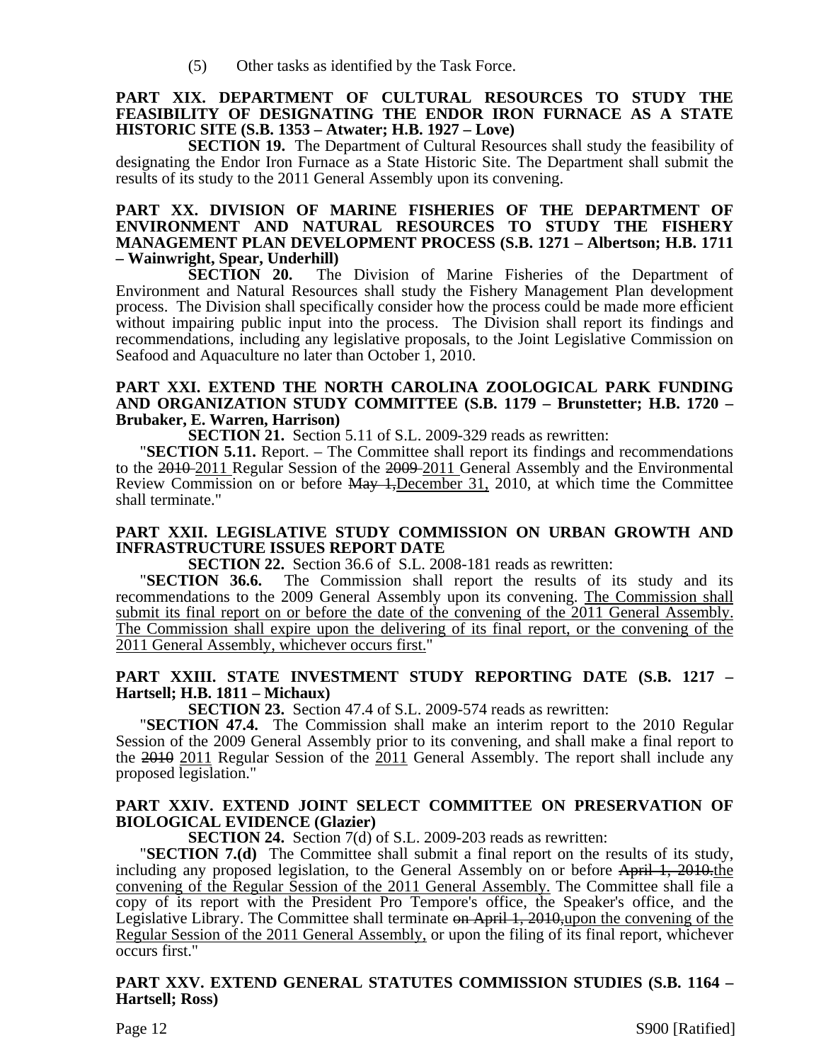(5) Other tasks as identified by the Task Force.

**PART XIX. DEPARTMENT OF CULTURAL RESOURCES TO STUDY THE FEASIBILITY OF DESIGNATING THE ENDOR IRON FURNACE AS A STATE HISTORIC SITE (S.B. 1353 – Atwater; H.B. 1927 – Love)**

**SECTION 19.** The Department of Cultural Resources shall study the feasibility of designating the Endor Iron Furnace as a State Historic Site. The Department shall submit the results of its study to the 2011 General Assembly upon its convening.

**PART XX. DIVISION OF MARINE FISHERIES OF THE DEPARTMENT OF ENVIRONMENT AND NATURAL RESOURCES TO STUDY THE FISHERY MANAGEMENT PLAN DEVELOPMENT PROCESS (S.B. 1271 – Albertson; H.B. 1711 – Wainwright, Spear, Underhill)**

**SECTION 20.** The Division of Marine Fisheries of the Department of Environment and Natural Resources shall study the Fishery Management Plan development process. The Division shall specifically consider how the process could be made more efficient without impairing public input into the process. The Division shall report its findings and recommendations, including any legislative proposals, to the Joint Legislative Commission on Seafood and Aquaculture no later than October 1, 2010.

**PART XXI. EXTEND THE NORTH CAROLINA ZOOLOGICAL PARK FUNDING AND ORGANIZATION STUDY COMMITTEE (S.B. 1179 – Brunstetter; H.B. 1720 – Brubaker, E. Warren, Harrison)**

**SECTION 21.** Section 5.11 of S.L. 2009-329 reads as rewritten:

"**SECTION 5.11.** Report. – The Committee shall report its findings and recommendations to the ~~2010~~ <u>2011</u> Regular Session of the ~~2009~~ <u>2011</u> General Assembly and the Environmental Review Commission on or before ~~May 1,~~<u>December 31,</u> 2010, at which time the Committee shall terminate."

**PART XXII. LEGISLATIVE STUDY COMMISSION ON URBAN GROWTH AND INFRASTRUCTURE ISSUES REPORT DATE**

**SECTION 22.** Section 36.6 of S.L. 2008-181 reads as rewritten:

"**SECTION 36.6.** The Commission shall report the results of its study and its recommendations to the 2009 General Assembly upon its convening. <u>The Commission shall submit its final report on or before the date of the convening of the 2011 General Assembly. The Commission shall expire upon the delivering of its final report, or the convening of the 2011 General Assembly, whichever occurs first.</u>"

**PART XXIII. STATE INVESTMENT STUDY REPORTING DATE (S.B. 1217 – Hartsell; H.B. 1811 – Michaux)**

**SECTION 23.** Section 47.4 of S.L. 2009-574 reads as rewritten:

"**SECTION 47.4.** The Commission shall make an interim report to the 2010 Regular Session of the 2009 General Assembly prior to its convening, and shall make a final report to the ~~2010~~ <u>2011</u> Regular Session of the <u>2011</u> General Assembly. The report shall include any proposed legislation."

**PART XXIV. EXTEND JOINT SELECT COMMITTEE ON PRESERVATION OF BIOLOGICAL EVIDENCE (Glazier)**

**SECTION 24.** Section 7(d) of S.L. 2009-203 reads as rewritten:

"**SECTION 7.(d)** The Committee shall submit a final report on the results of its study, including any proposed legislation, to the General Assembly on or before ~~April 1, 2010.~~<u>the convening of the Regular Session of the 2011 General Assembly.</u> The Committee shall file a copy of its report with the President Pro Tempore's office, the Speaker's office, and the Legislative Library. The Committee shall terminate ~~on April 1, 2010,~~<u>upon the convening of the Regular Session of the 2011 General Assembly,</u> or upon the filing of its final report, whichever occurs first."

**PART XXV. EXTEND GENERAL STATUTES COMMISSION STUDIES (S.B. 1164 – Hartsell; Ross)**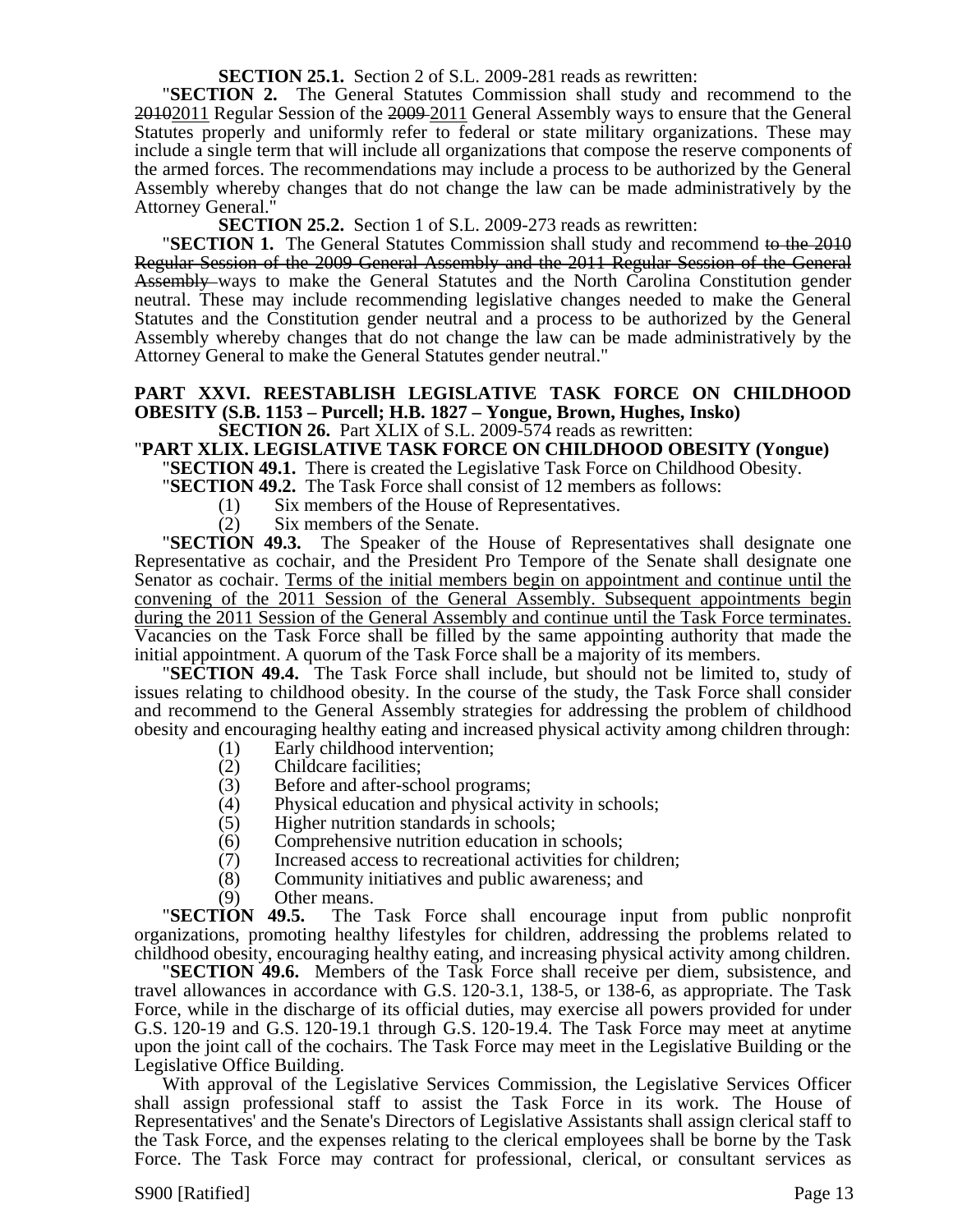**SECTION 25.1.** Section 2 of S.L. 2009-281 reads as rewritten:

"**SECTION 2.** The General Statutes Commission shall study and recommend to the ~~2010~~2011 Regular Session of the ~~2009~~ 2011 General Assembly ways to ensure that the General Statutes properly and uniformly refer to federal or state military organizations. These may include a single term that will include all organizations that compose the reserve components of the armed forces. The recommendations may include a process to be authorized by the General Assembly whereby changes that do not change the law can be made administratively by the Attorney General."

**SECTION 25.2.** Section 1 of S.L. 2009-273 reads as rewritten:

"**SECTION 1.** The General Statutes Commission shall study and recommend ~~to the 2010 Regular Session of the 2009 General Assembly and the 2011 Regular Session of the General Assembly~~ ways to make the General Statutes and the North Carolina Constitution gender neutral. These may include recommending legislative changes needed to make the General Statutes and the Constitution gender neutral and a process to be authorized by the General Assembly whereby changes that do not change the law can be made administratively by the Attorney General to make the General Statutes gender neutral."

**PART XXVI. REESTABLISH LEGISLATIVE TASK FORCE ON CHILDHOOD OBESITY (S.B. 1153 – Purcell; H.B. 1827 – Yongue, Brown, Hughes, Insko)**

**SECTION 26.** Part XLIX of S.L. 2009-574 reads as rewritten:

"**PART XLIX. LEGISLATIVE TASK FORCE ON CHILDHOOD OBESITY (Yongue)**

"**SECTION 49.1.** There is created the Legislative Task Force on Childhood Obesity.

"**SECTION 49.2.** The Task Force shall consist of 12 members as follows:

(1) Six members of the House of Representatives.

(2) Six members of the Senate.

"**SECTION 49.3.** The Speaker of the House of Representatives shall designate one Representative as cochair, and the President Pro Tempore of the Senate shall designate one Senator as cochair. <u>Terms of the initial members begin on appointment and continue until the convening of the 2011 Session of the General Assembly. Subsequent appointments begin during the 2011 Session of the General Assembly and continue until the Task Force terminates.</u> Vacancies on the Task Force shall be filled by the same appointing authority that made the initial appointment. A quorum of the Task Force shall be a majority of its members.

"**SECTION 49.4.** The Task Force shall include, but should not be limited to, study of issues relating to childhood obesity. In the course of the study, the Task Force shall consider and recommend to the General Assembly strategies for addressing the problem of childhood obesity and encouraging healthy eating and increased physical activity among children through:

(1) Early childhood intervention;

(2) Childcare facilities;

(3) Before and after-school programs;

(4) Physical education and physical activity in schools;

(5) Higher nutrition standards in schools;

(6) Comprehensive nutrition education in schools;

(7) Increased access to recreational activities for children;

(8) Community initiatives and public awareness; and

(9) Other means.

"**SECTION 49.5.** The Task Force shall encourage input from public nonprofit organizations, promoting healthy lifestyles for children, addressing the problems related to childhood obesity, encouraging healthy eating, and increasing physical activity among children.

"**SECTION 49.6.** Members of the Task Force shall receive per diem, subsistence, and travel allowances in accordance with G.S. 120-3.1, 138-5, or 138-6, as appropriate. The Task Force, while in the discharge of its official duties, may exercise all powers provided for under G.S. 120-19 and G.S. 120-19.1 through G.S. 120-19.4. The Task Force may meet at anytime upon the joint call of the cochairs. The Task Force may meet in the Legislative Building or the Legislative Office Building.

With approval of the Legislative Services Commission, the Legislative Services Officer shall assign professional staff to assist the Task Force in its work. The House of Representatives' and the Senate's Directors of Legislative Assistants shall assign clerical staff to the Task Force, and the expenses relating to the clerical employees shall be borne by the Task Force. The Task Force may contract for professional, clerical, or consultant services as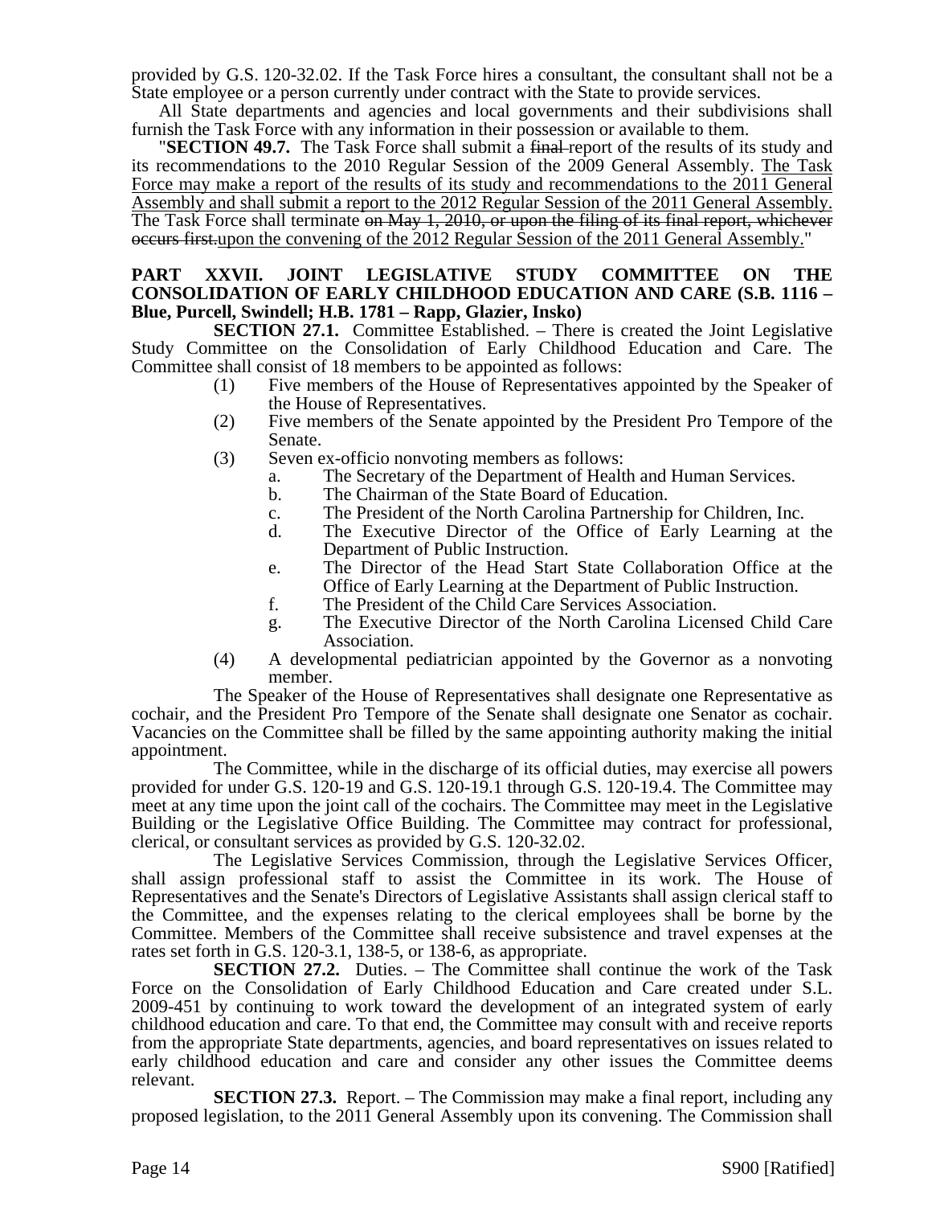provided by G.S. 120-32.02. If the Task Force hires a consultant, the consultant shall not be a State employee or a person currently under contract with the State to provide services.

All State departments and agencies and local governments and their subdivisions shall furnish the Task Force with any information in their possession or available to them.

"**SECTION 49.7.** The Task Force shall submit a ~~final~~ report of the results of its study and its recommendations to the 2010 Regular Session of the 2009 General Assembly. <u>The Task Force may make a report of the results of its study and recommendations to the 2011 General Assembly and shall submit a report to the 2012 Regular Session of the 2011 General Assembly.</u> The Task Force shall terminate ~~on May 1, 2010, or upon the filing of its final report, whichever occurs first.~~<u>upon the convening of the 2012 Regular Session of the 2011 General Assembly.</u>"

**PART XXVII. JOINT LEGISLATIVE STUDY COMMITTEE ON THE CONSOLIDATION OF EARLY CHILDHOOD EDUCATION AND CARE (S.B. 1116 – Blue, Purcell, Swindell; H.B. 1781 – Rapp, Glazier, Insko)**

**SECTION 27.1.** Committee Established. – There is created the Joint Legislative Study Committee on the Consolidation of Early Childhood Education and Care. The Committee shall consist of 18 members to be appointed as follows:

(1) Five members of the House of Representatives appointed by the Speaker of the House of Representatives.

(2) Five members of the Senate appointed by the President Pro Tempore of the Senate.

(3) Seven ex-officio nonvoting members as follows:
   a. The Secretary of the Department of Health and Human Services.
   b. The Chairman of the State Board of Education.
   c. The President of the North Carolina Partnership for Children, Inc.
   d. The Executive Director of the Office of Early Learning at the Department of Public Instruction.
   e. The Director of the Head Start State Collaboration Office at the Office of Early Learning at the Department of Public Instruction.
   f. The President of the Child Care Services Association.
   g. The Executive Director of the North Carolina Licensed Child Care Association.

(4) A developmental pediatrician appointed by the Governor as a nonvoting member.

The Speaker of the House of Representatives shall designate one Representative as cochair, and the President Pro Tempore of the Senate shall designate one Senator as cochair. Vacancies on the Committee shall be filled by the same appointing authority making the initial appointment.

The Committee, while in the discharge of its official duties, may exercise all powers provided for under G.S. 120-19 and G.S. 120-19.1 through G.S. 120-19.4. The Committee may meet at any time upon the joint call of the cochairs. The Committee may meet in the Legislative Building or the Legislative Office Building. The Committee may contract for professional, clerical, or consultant services as provided by G.S. 120-32.02.

The Legislative Services Commission, through the Legislative Services Officer, shall assign professional staff to assist the Committee in its work. The House of Representatives and the Senate's Directors of Legislative Assistants shall assign clerical staff to the Committee, and the expenses relating to the clerical employees shall be borne by the Committee. Members of the Committee shall receive subsistence and travel expenses at the rates set forth in G.S. 120-3.1, 138-5, or 138-6, as appropriate.

**SECTION 27.2.** Duties. – The Committee shall continue the work of the Task Force on the Consolidation of Early Childhood Education and Care created under S.L. 2009-451 by continuing to work toward the development of an integrated system of early childhood education and care. To that end, the Committee may consult with and receive reports from the appropriate State departments, agencies, and board representatives on issues related to early childhood education and care and consider any other issues the Committee deems relevant.

**SECTION 27.3.** Report. – The Commission may make a final report, including any proposed legislation, to the 2011 General Assembly upon its convening. The Commission shall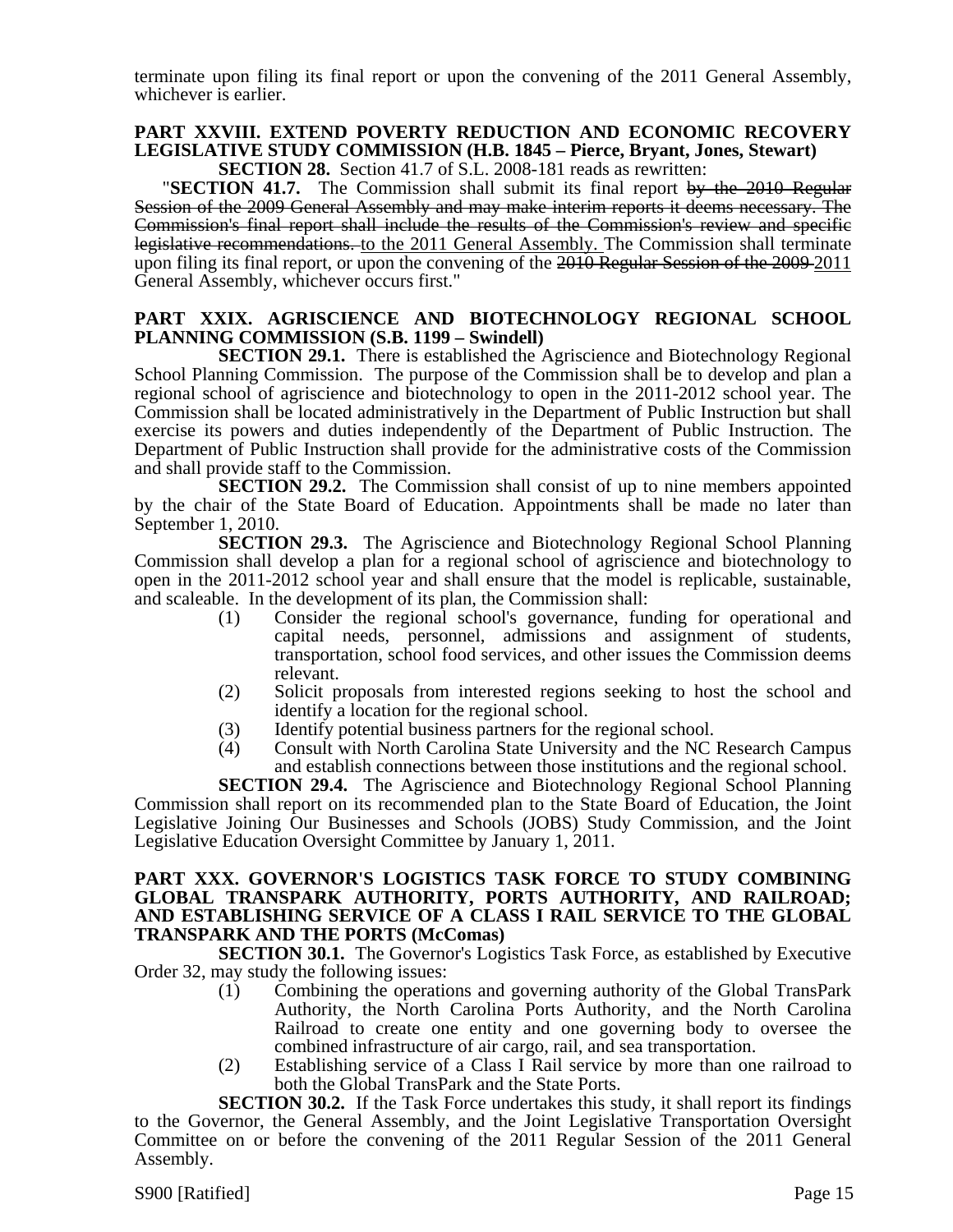terminate upon filing its final report or upon the convening of the 2011 General Assembly, whichever is earlier.

**PART XXVIII. EXTEND POVERTY REDUCTION AND ECONOMIC RECOVERY LEGISLATIVE STUDY COMMISSION (H.B. 1845 – Pierce, Bryant, Jones, Stewart)**

**SECTION 28.** Section 41.7 of S.L. 2008-181 reads as rewritten:

"**SECTION 41.7.** The Commission shall submit its final report ~~by the 2010 Regular Session of the 2009 General Assembly and may make interim reports it deems necessary. The Commission's final report shall include the results of the Commission's review and specific legislative recommendations.~~ <u>to the 2011 General Assembly.</u> The Commission shall terminate upon filing its final report, or upon the convening of the ~~2010 Regular Session of the 2009~~ <u>2011</u> General Assembly, whichever occurs first."

**PART XXIX. AGRISCIENCE AND BIOTECHNOLOGY REGIONAL SCHOOL PLANNING COMMISSION (S.B. 1199 – Swindell)**

**SECTION 29.1.** There is established the Agriscience and Biotechnology Regional School Planning Commission. The purpose of the Commission shall be to develop and plan a regional school of agriscience and biotechnology to open in the 2011-2012 school year. The Commission shall be located administratively in the Department of Public Instruction but shall exercise its powers and duties independently of the Department of Public Instruction. The Department of Public Instruction shall provide for the administrative costs of the Commission and shall provide staff to the Commission.

**SECTION 29.2.** The Commission shall consist of up to nine members appointed by the chair of the State Board of Education. Appointments shall be made no later than September 1, 2010.

**SECTION 29.3.** The Agriscience and Biotechnology Regional School Planning Commission shall develop a plan for a regional school of agriscience and biotechnology to open in the 2011-2012 school year and shall ensure that the model is replicable, sustainable, and scaleable. In the development of its plan, the Commission shall:

(1) Consider the regional school's governance, funding for operational and capital needs, personnel, admissions and assignment of students, transportation, school food services, and other issues the Commission deems relevant.

(2) Solicit proposals from interested regions seeking to host the school and identify a location for the regional school.

(3) Identify potential business partners for the regional school.

(4) Consult with North Carolina State University and the NC Research Campus and establish connections between those institutions and the regional school.

**SECTION 29.4.** The Agriscience and Biotechnology Regional School Planning Commission shall report on its recommended plan to the State Board of Education, the Joint Legislative Joining Our Businesses and Schools (JOBS) Study Commission, and the Joint Legislative Education Oversight Committee by January 1, 2011.

**PART XXX. GOVERNOR'S LOGISTICS TASK FORCE TO STUDY COMBINING GLOBAL TRANSPARK AUTHORITY, PORTS AUTHORITY, AND RAILROAD; AND ESTABLISHING SERVICE OF A CLASS I RAIL SERVICE TO THE GLOBAL TRANSPARK AND THE PORTS (McComas)**

**SECTION 30.1.** The Governor's Logistics Task Force, as established by Executive Order 32, may study the following issues:

(1) Combining the operations and governing authority of the Global TransPark Authority, the North Carolina Ports Authority, and the North Carolina Railroad to create one entity and one governing body to oversee the combined infrastructure of air cargo, rail, and sea transportation.

(2) Establishing service of a Class I Rail service by more than one railroad to both the Global TransPark and the State Ports.

**SECTION 30.2.** If the Task Force undertakes this study, it shall report its findings to the Governor, the General Assembly, and the Joint Legislative Transportation Oversight Committee on or before the convening of the 2011 Regular Session of the 2011 General Assembly.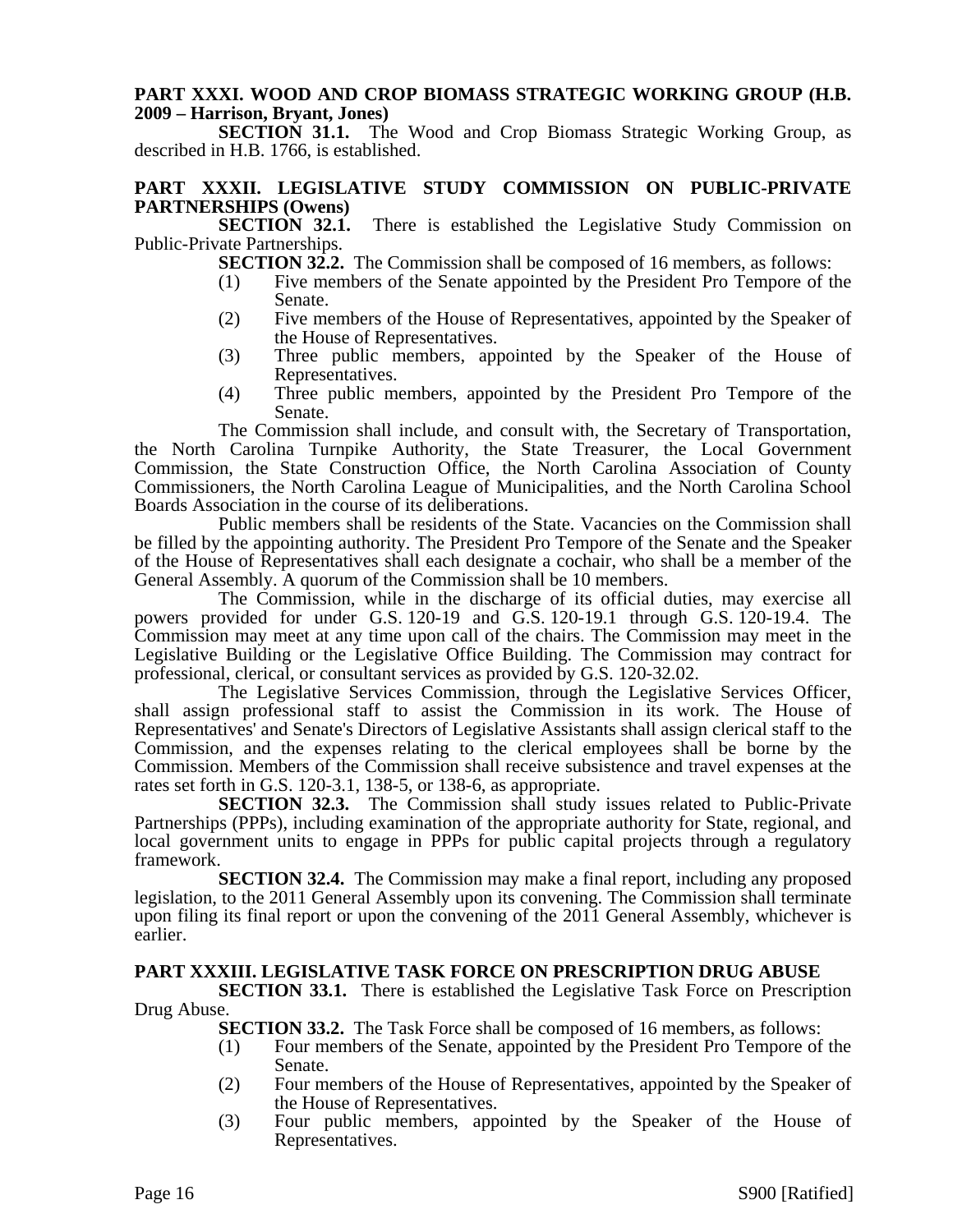**PART XXXI. WOOD AND CROP BIOMASS STRATEGIC WORKING GROUP (H.B. 2009 – Harrison, Bryant, Jones)**

**SECTION 31.1.** The Wood and Crop Biomass Strategic Working Group, as described in H.B. 1766, is established.

**PART XXXII. LEGISLATIVE STUDY COMMISSION ON PUBLIC-PRIVATE PARTNERSHIPS (Owens)**

**SECTION 32.1.** There is established the Legislative Study Commission on Public-Private Partnerships.

**SECTION 32.2.** The Commission shall be composed of 16 members, as follows:

(1) Five members of the Senate appointed by the President Pro Tempore of the Senate.
(2) Five members of the House of Representatives, appointed by the Speaker of the House of Representatives.
(3) Three public members, appointed by the Speaker of the House of Representatives.
(4) Three public members, appointed by the President Pro Tempore of the Senate.

The Commission shall include, and consult with, the Secretary of Transportation, the North Carolina Turnpike Authority, the State Treasurer, the Local Government Commission, the State Construction Office, the North Carolina Association of County Commissioners, the North Carolina League of Municipalities, and the North Carolina School Boards Association in the course of its deliberations.

Public members shall be residents of the State. Vacancies on the Commission shall be filled by the appointing authority. The President Pro Tempore of the Senate and the Speaker of the House of Representatives shall each designate a cochair, who shall be a member of the General Assembly. A quorum of the Commission shall be 10 members.

The Commission, while in the discharge of its official duties, may exercise all powers provided for under G.S. 120-19 and G.S. 120-19.1 through G.S. 120-19.4. The Commission may meet at any time upon call of the chairs. The Commission may meet in the Legislative Building or the Legislative Office Building. The Commission may contract for professional, clerical, or consultant services as provided by G.S. 120-32.02.

The Legislative Services Commission, through the Legislative Services Officer, shall assign professional staff to assist the Commission in its work. The House of Representatives' and Senate's Directors of Legislative Assistants shall assign clerical staff to the Commission, and the expenses relating to the clerical employees shall be borne by the Commission. Members of the Commission shall receive subsistence and travel expenses at the rates set forth in G.S. 120-3.1, 138-5, or 138-6, as appropriate.

**SECTION 32.3.** The Commission shall study issues related to Public-Private Partnerships (PPPs), including examination of the appropriate authority for State, regional, and local government units to engage in PPPs for public capital projects through a regulatory framework.

**SECTION 32.4.** The Commission may make a final report, including any proposed legislation, to the 2011 General Assembly upon its convening. The Commission shall terminate upon filing its final report or upon the convening of the 2011 General Assembly, whichever is earlier.

**PART XXXIII. LEGISLATIVE TASK FORCE ON PRESCRIPTION DRUG ABUSE**

**SECTION 33.1.** There is established the Legislative Task Force on Prescription Drug Abuse.

**SECTION 33.2.** The Task Force shall be composed of 16 members, as follows:

(1) Four members of the Senate, appointed by the President Pro Tempore of the Senate.
(2) Four members of the House of Representatives, appointed by the Speaker of the House of Representatives.
(3) Four public members, appointed by the Speaker of the House of Representatives.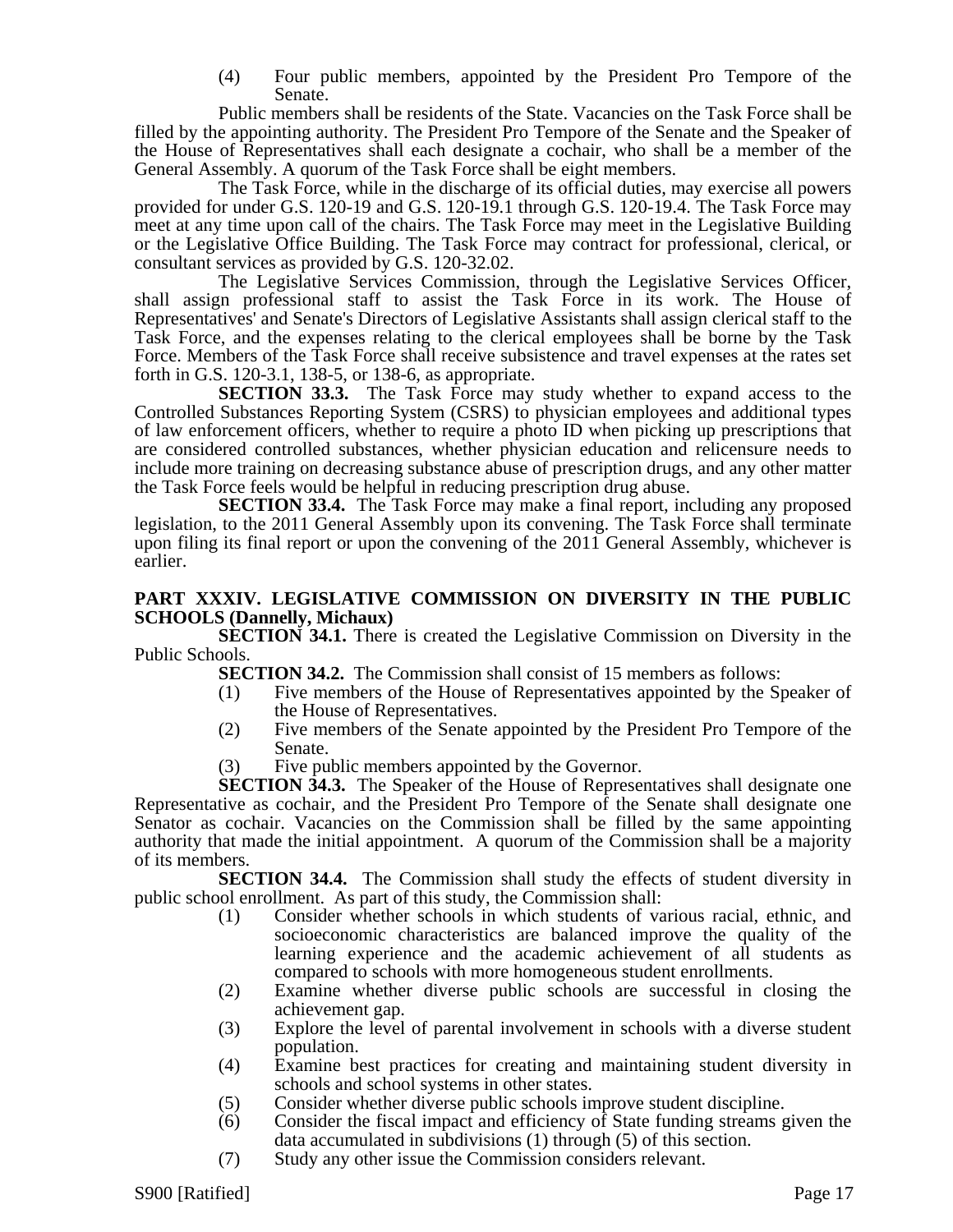(4) Four public members, appointed by the President Pro Tempore of the Senate.

Public members shall be residents of the State. Vacancies on the Task Force shall be filled by the appointing authority. The President Pro Tempore of the Senate and the Speaker of the House of Representatives shall each designate a cochair, who shall be a member of the General Assembly. A quorum of the Task Force shall be eight members.

The Task Force, while in the discharge of its official duties, may exercise all powers provided for under G.S. 120-19 and G.S. 120-19.1 through G.S. 120-19.4. The Task Force may meet at any time upon call of the chairs. The Task Force may meet in the Legislative Building or the Legislative Office Building. The Task Force may contract for professional, clerical, or consultant services as provided by G.S. 120-32.02.

The Legislative Services Commission, through the Legislative Services Officer, shall assign professional staff to assist the Task Force in its work. The House of Representatives' and Senate's Directors of Legislative Assistants shall assign clerical staff to the Task Force, and the expenses relating to the clerical employees shall be borne by the Task Force. Members of the Task Force shall receive subsistence and travel expenses at the rates set forth in G.S. 120-3.1, 138-5, or 138-6, as appropriate.

**SECTION 33.3.** The Task Force may study whether to expand access to the Controlled Substances Reporting System (CSRS) to physician employees and additional types of law enforcement officers, whether to require a photo ID when picking up prescriptions that are considered controlled substances, whether physician education and relicensure needs to include more training on decreasing substance abuse of prescription drugs, and any other matter the Task Force feels would be helpful in reducing prescription drug abuse.

**SECTION 33.4.** The Task Force may make a final report, including any proposed legislation, to the 2011 General Assembly upon its convening. The Task Force shall terminate upon filing its final report or upon the convening of the 2011 General Assembly, whichever is earlier.

**PART XXXIV. LEGISLATIVE COMMISSION ON DIVERSITY IN THE PUBLIC SCHOOLS (Dannelly, Michaux)**

**SECTION 34.1.** There is created the Legislative Commission on Diversity in the Public Schools.

**SECTION 34.2.** The Commission shall consist of 15 members as follows:

(1) Five members of the House of Representatives appointed by the Speaker of the House of Representatives.
(2) Five members of the Senate appointed by the President Pro Tempore of the Senate.
(3) Five public members appointed by the Governor.

**SECTION 34.3.** The Speaker of the House of Representatives shall designate one Representative as cochair, and the President Pro Tempore of the Senate shall designate one Senator as cochair. Vacancies on the Commission shall be filled by the same appointing authority that made the initial appointment. A quorum of the Commission shall be a majority of its members.

**SECTION 34.4.** The Commission shall study the effects of student diversity in public school enrollment. As part of this study, the Commission shall:

(1) Consider whether schools in which students of various racial, ethnic, and socioeconomic characteristics are balanced improve the quality of the learning experience and the academic achievement of all students as compared to schools with more homogeneous student enrollments.
(2) Examine whether diverse public schools are successful in closing the achievement gap.
(3) Explore the level of parental involvement in schools with a diverse student population.
(4) Examine best practices for creating and maintaining student diversity in schools and school systems in other states.
(5) Consider whether diverse public schools improve student discipline.
(6) Consider the fiscal impact and efficiency of State funding streams given the data accumulated in subdivisions (1) through (5) of this section.
(7) Study any other issue the Commission considers relevant.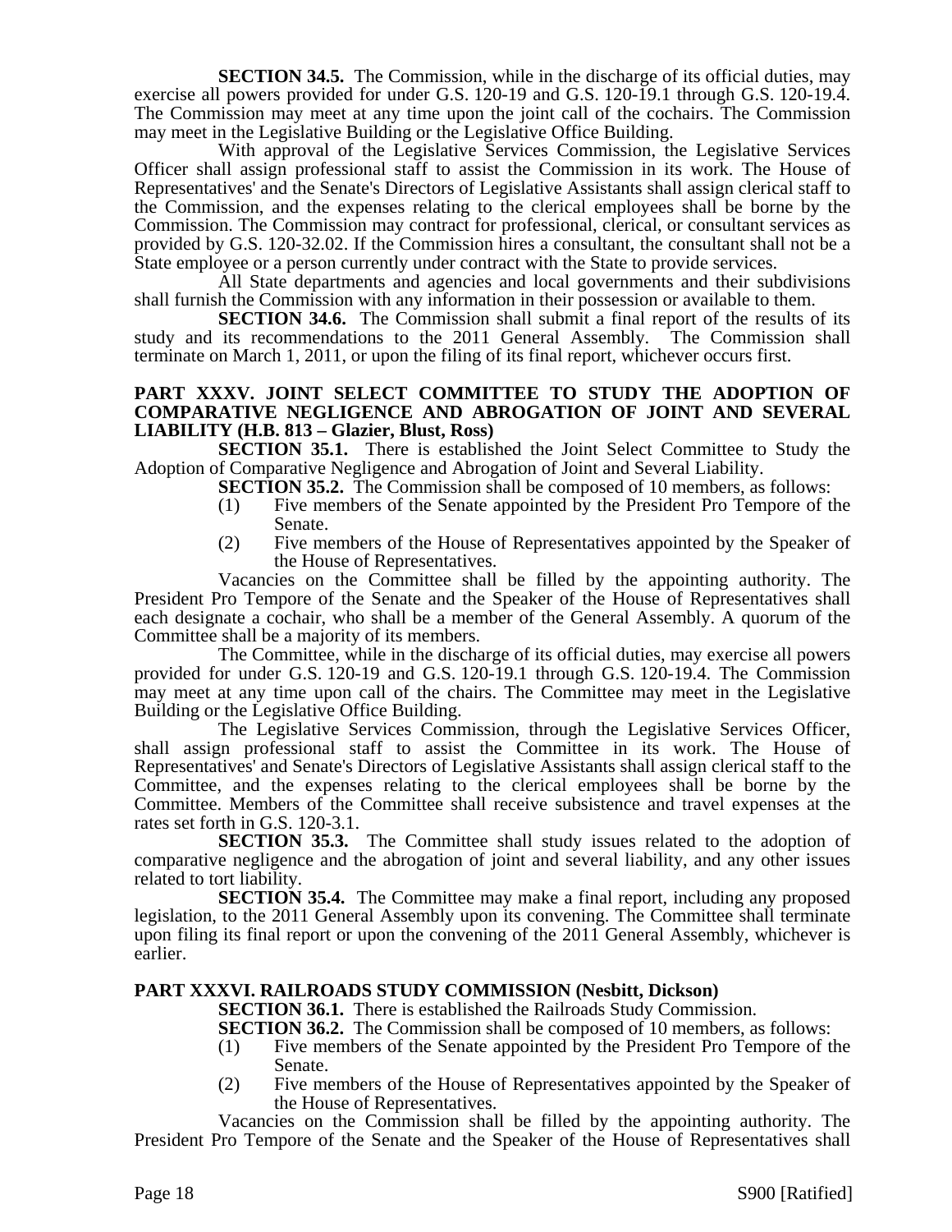**SECTION 34.5.** The Commission, while in the discharge of its official duties, may exercise all powers provided for under G.S. 120-19 and G.S. 120-19.1 through G.S. 120-19.4. The Commission may meet at any time upon the joint call of the cochairs. The Commission may meet in the Legislative Building or the Legislative Office Building.

With approval of the Legislative Services Commission, the Legislative Services Officer shall assign professional staff to assist the Commission in its work. The House of Representatives' and the Senate's Directors of Legislative Assistants shall assign clerical staff to the Commission, and the expenses relating to the clerical employees shall be borne by the Commission. The Commission may contract for professional, clerical, or consultant services as provided by G.S. 120-32.02. If the Commission hires a consultant, the consultant shall not be a State employee or a person currently under contract with the State to provide services.

All State departments and agencies and local governments and their subdivisions shall furnish the Commission with any information in their possession or available to them.

**SECTION 34.6.** The Commission shall submit a final report of the results of its study and its recommendations to the 2011 General Assembly. The Commission shall terminate on March 1, 2011, or upon the filing of its final report, whichever occurs first.

## PART XXXV. JOINT SELECT COMMITTEE TO STUDY THE ADOPTION OF COMPARATIVE NEGLIGENCE AND ABROGATION OF JOINT AND SEVERAL LIABILITY (H.B. 813 – Glazier, Blust, Ross)

**SECTION 35.1.** There is established the Joint Select Committee to Study the Adoption of Comparative Negligence and Abrogation of Joint and Several Liability.

**SECTION 35.2.** The Commission shall be composed of 10 members, as follows:

(1) Five members of the Senate appointed by the President Pro Tempore of the Senate.

(2) Five members of the House of Representatives appointed by the Speaker of the House of Representatives.

Vacancies on the Committee shall be filled by the appointing authority. The President Pro Tempore of the Senate and the Speaker of the House of Representatives shall each designate a cochair, who shall be a member of the General Assembly. A quorum of the Committee shall be a majority of its members.

The Committee, while in the discharge of its official duties, may exercise all powers provided for under G.S. 120-19 and G.S. 120-19.1 through G.S. 120-19.4. The Commission may meet at any time upon call of the chairs. The Committee may meet in the Legislative Building or the Legislative Office Building.

The Legislative Services Commission, through the Legislative Services Officer, shall assign professional staff to assist the Committee in its work. The House of Representatives' and Senate's Directors of Legislative Assistants shall assign clerical staff to the Committee, and the expenses relating to the clerical employees shall be borne by the Committee. Members of the Committee shall receive subsistence and travel expenses at the rates set forth in G.S. 120-3.1.

**SECTION 35.3.** The Committee shall study issues related to the adoption of comparative negligence and the abrogation of joint and several liability, and any other issues related to tort liability.

**SECTION 35.4.** The Committee may make a final report, including any proposed legislation, to the 2011 General Assembly upon its convening. The Committee shall terminate upon filing its final report or upon the convening of the 2011 General Assembly, whichever is earlier.

## PART XXXVI. RAILROADS STUDY COMMISSION (Nesbitt, Dickson)

**SECTION 36.1.** There is established the Railroads Study Commission.

**SECTION 36.2.** The Commission shall be composed of 10 members, as follows:

(1) Five members of the Senate appointed by the President Pro Tempore of the Senate.

(2) Five members of the House of Representatives appointed by the Speaker of the House of Representatives.

Vacancies on the Commission shall be filled by the appointing authority. The President Pro Tempore of the Senate and the Speaker of the House of Representatives shall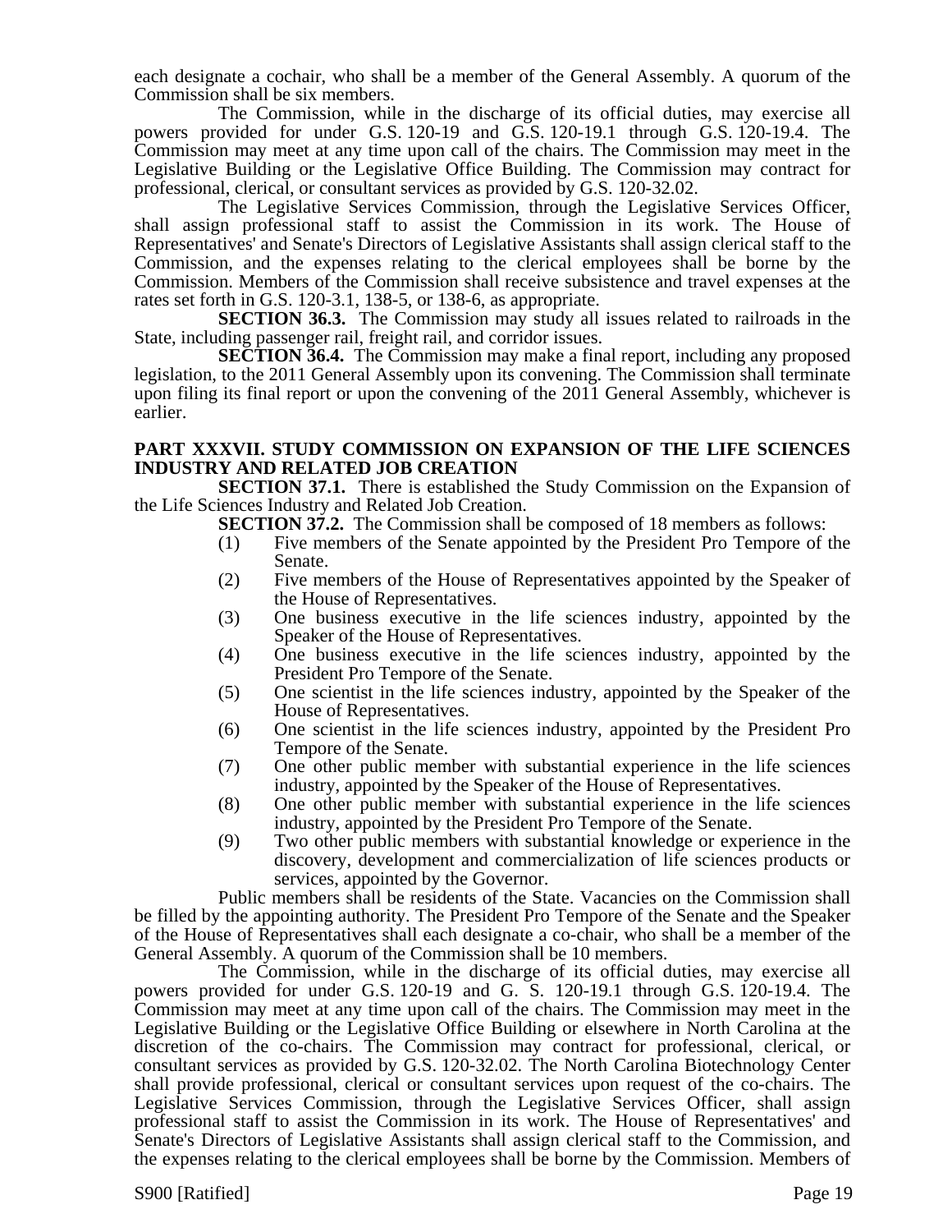each designate a cochair, who shall be a member of the General Assembly. A quorum of the Commission shall be six members.

The Commission, while in the discharge of its official duties, may exercise all powers provided for under G.S. 120-19 and G.S. 120-19.1 through G.S. 120-19.4. The Commission may meet at any time upon call of the chairs. The Commission may meet in the Legislative Building or the Legislative Office Building. The Commission may contract for professional, clerical, or consultant services as provided by G.S. 120-32.02.

The Legislative Services Commission, through the Legislative Services Officer, shall assign professional staff to assist the Commission in its work. The House of Representatives' and Senate's Directors of Legislative Assistants shall assign clerical staff to the Commission, and the expenses relating to the clerical employees shall be borne by the Commission. Members of the Commission shall receive subsistence and travel expenses at the rates set forth in G.S. 120-3.1, 138-5, or 138-6, as appropriate.

**SECTION 36.3.** The Commission may study all issues related to railroads in the State, including passenger rail, freight rail, and corridor issues.

**SECTION 36.4.** The Commission may make a final report, including any proposed legislation, to the 2011 General Assembly upon its convening. The Commission shall terminate upon filing its final report or upon the convening of the 2011 General Assembly, whichever is earlier.

## PART XXXVII. STUDY COMMISSION ON EXPANSION OF THE LIFE SCIENCES INDUSTRY AND RELATED JOB CREATION

**SECTION 37.1.** There is established the Study Commission on the Expansion of the Life Sciences Industry and Related Job Creation.

**SECTION 37.2.** The Commission shall be composed of 18 members as follows:

(1) Five members of the Senate appointed by the President Pro Tempore of the Senate.
(2) Five members of the House of Representatives appointed by the Speaker of the House of Representatives.
(3) One business executive in the life sciences industry, appointed by the Speaker of the House of Representatives.
(4) One business executive in the life sciences industry, appointed by the President Pro Tempore of the Senate.
(5) One scientist in the life sciences industry, appointed by the Speaker of the House of Representatives.
(6) One scientist in the life sciences industry, appointed by the President Pro Tempore of the Senate.
(7) One other public member with substantial experience in the life sciences industry, appointed by the Speaker of the House of Representatives.
(8) One other public member with substantial experience in the life sciences industry, appointed by the President Pro Tempore of the Senate.
(9) Two other public members with substantial knowledge or experience in the discovery, development and commercialization of life sciences products or services, appointed by the Governor.

Public members shall be residents of the State. Vacancies on the Commission shall be filled by the appointing authority. The President Pro Tempore of the Senate and the Speaker of the House of Representatives shall each designate a co-chair, who shall be a member of the General Assembly. A quorum of the Commission shall be 10 members.

The Commission, while in the discharge of its official duties, may exercise all powers provided for under G.S. 120-19 and G. S. 120-19.1 through G.S. 120-19.4. The Commission may meet at any time upon call of the chairs. The Commission may meet in the Legislative Building or the Legislative Office Building or elsewhere in North Carolina at the discretion of the co-chairs. The Commission may contract for professional, clerical, or consultant services as provided by G.S. 120-32.02. The North Carolina Biotechnology Center shall provide professional, clerical or consultant services upon request of the co-chairs. The Legislative Services Commission, through the Legislative Services Officer, shall assign professional staff to assist the Commission in its work. The House of Representatives' and Senate's Directors of Legislative Assistants shall assign clerical staff to the Commission, and the expenses relating to the clerical employees shall be borne by the Commission. Members of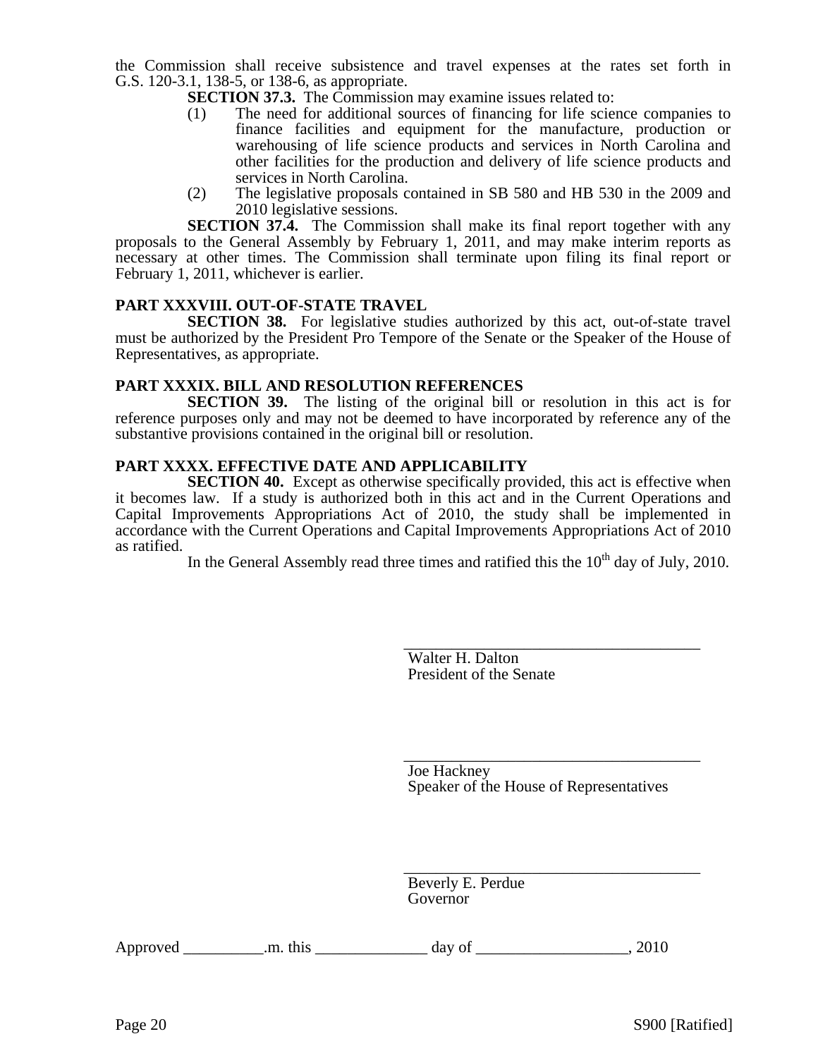the Commission shall receive subsistence and travel expenses at the rates set forth in G.S. 120-3.1, 138-5, or 138-6, as appropriate.

**SECTION 37.3.** The Commission may examine issues related to:

(1) The need for additional sources of financing for life science companies to finance facilities and equipment for the manufacture, production or warehousing of life science products and services in North Carolina and other facilities for the production and delivery of life science products and services in North Carolina.

(2) The legislative proposals contained in SB 580 and HB 530 in the 2009 and 2010 legislative sessions.

**SECTION 37.4.** The Commission shall make its final report together with any proposals to the General Assembly by February 1, 2011, and may make interim reports as necessary at other times. The Commission shall terminate upon filing its final report or February 1, 2011, whichever is earlier.

**PART XXXVIII. OUT-OF-STATE TRAVEL**

**SECTION 38.** For legislative studies authorized by this act, out-of-state travel must be authorized by the President Pro Tempore of the Senate or the Speaker of the House of Representatives, as appropriate.

**PART XXXIX. BILL AND RESOLUTION REFERENCES**

**SECTION 39.** The listing of the original bill or resolution in this act is for reference purposes only and may not be deemed to have incorporated by reference any of the substantive provisions contained in the original bill or resolution.

**PART XXXX. EFFECTIVE DATE AND APPLICABILITY**

**SECTION 40.** Except as otherwise specifically provided, this act is effective when it becomes law. If a study is authorized both in this act and in the Current Operations and Capital Improvements Appropriations Act of 2010, the study shall be implemented in accordance with the Current Operations and Capital Improvements Appropriations Act of 2010 as ratified.

In the General Assembly read three times and ratified this the 10th day of July, 2010.

\_\_\_\_\_\_\_\_\_\_\_\_\_\_\_\_\_\_\_\_\_\_\_\_\_\_\_\_\_\_\_\_\_\_\_\_\_
Walter H. Dalton
President of the Senate

\_\_\_\_\_\_\_\_\_\_\_\_\_\_\_\_\_\_\_\_\_\_\_\_\_\_\_\_\_\_\_\_\_\_\_\_\_
Joe Hackney
Speaker of the House of Representatives

\_\_\_\_\_\_\_\_\_\_\_\_\_\_\_\_\_\_\_\_\_\_\_\_\_\_\_\_\_\_\_\_\_\_\_\_\_
Beverly E. Perdue
Governor

Approved \_\_\_\_\_\_\_\_\_\_.m. this \_\_\_\_\_\_\_\_\_\_\_\_\_\_ day of \_\_\_\_\_\_\_\_\_\_\_\_\_\_\_\_\_\_\_, 2010